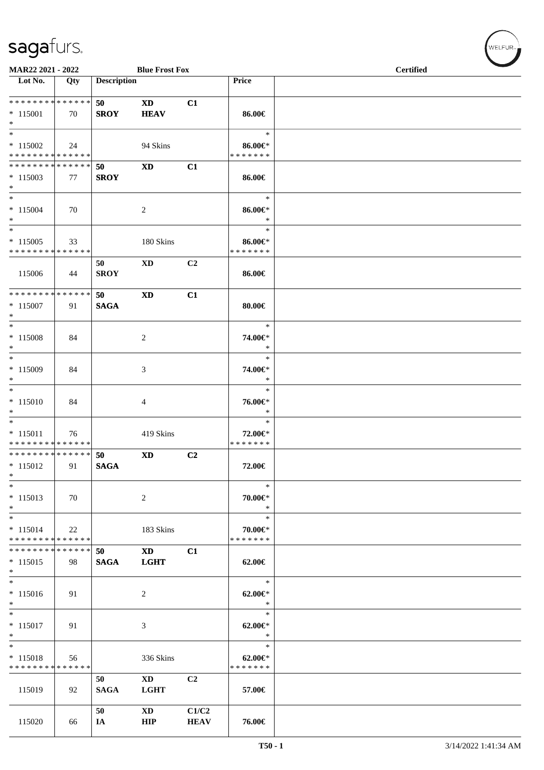MAR22 2021 - 2022 | Blue Frost Fox | Certified

| Lot No. | Qty | Description | | | Price |
|---|---|---|---|---|---|
| * * * * * * * * * * * * * * | | 50 | XD | C1 | |
| * 115001 | 70 | SROY | HEAV | | 86.00€ |
| * | | | | | |
| * | | | | | * |
| * 115002 | 24 | | 94 Skins | | 86.00€* |
| * * * * * * * * * * * * * * | | | | | * * * * * * * |
| * * * * * * * * * * * * * * | | 50 | XD | C1 | |
| * 115003 | 77 | SROY | | | 86.00€ |
| * | | | | | |
| * | | | | | * |
| * 115004 | 70 | | 2 | | 86.00€* |
| * | | | | | * |
| * | | | | | * |
| * 115005 | 33 | | 180 Skins | | 86.00€* |
| * * * * * * * * * * * * * * | | | | | * * * * * * * |
| | | 50 | XD | C2 | |
| 115006 | 44 | SROY | | | 86.00€ |
| * * * * * * * * * * * * * * | | 50 | XD | C1 | |
| * 115007 | 91 | SAGA | | | 80.00€ |
| * | | | | | |
| * | | | | | * |
| * 115008 | 84 | | 2 | | 74.00€* |
| * | | | | | * |
| * | | | | | * |
| * 115009 | 84 | | 3 | | 74.00€* |
| * | | | | | * |
| * | | | | | * |
| * 115010 | 84 | | 4 | | 76.00€* |
| * | | | | | * |
| * | | | | | * |
| * 115011 | 76 | | 419 Skins | | 72.00€* |
| * * * * * * * * * * * * * * | | | | | * * * * * * * |
| * * * * * * * * * * * * * * | | 50 | XD | C2 | |
| * 115012 | 91 | SAGA | | | 72.00€ |
| * | | | | | |
| * | | | | | * |
| * 115013 | 70 | | 2 | | 70.00€* |
| * | | | | | * |
| * | | | | | * |
| * 115014 | 22 | | 183 Skins | | 70.00€* |
| * * * * * * * * * * * * * * | | | | | * * * * * * * |
| * * * * * * * * * * * * * * | | 50 | XD | C1 | |
| * 115015 | 98 | SAGA | LGHT | | 62.00€ |
| * | | | | | |
| * | | | | | * |
| * 115016 | 91 | | 2 | | 62.00€* |
| * | | | | | * |
| * | | | | | * |
| * 115017 | 91 | | 3 | | 62.00€* |
| * | | | | | * |
| * | | | | | * |
| * 115018 | 56 | | 336 Skins | | 62.00€* |
| * * * * * * * * * * * * * * | | | | | * * * * * * * |
| | | 50 | XD | C2 | |
| 115019 | 92 | SAGA | LGHT | | 57.00€ |
| | | 50 | XD | C1/C2 | |
| 115020 | 66 | IA | HIP | HEAV | 76.00€ |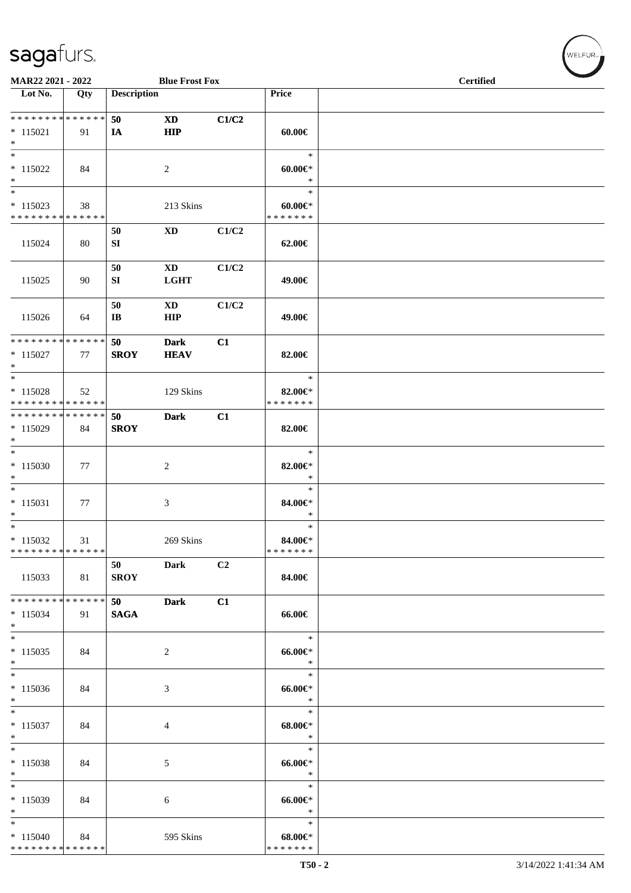**MAR22 2021 - 2022** | **Blue Frost Fox** | **Certified**

| Lot No. | Qty | Description | | | Price | |
|---|---|---|---|---|---|---|
| * * * * * * * * * * * * * * | | 50 | XD | C1/C2 | | |
| * 115021 | 91 | IA | HIP | | 60.00€ | |
| * | | | | | | |
| * | | | | | * | |
| * 115022 | 84 | | 2 | | 60.00€* | |
| * | | | | | * | |
| * | | | | | * | |
| * 115023 | 38 | | 213 Skins | | 60.00€* | |
| * * * * * * * * * * * * * * | | | | | * * * * * * * | |
| | | 50 | XD | C1/C2 | | |
| 115024 | 80 | SI | | | 62.00€ | |
| | | 50 | XD | C1/C2 | | |
| 115025 | 90 | SI | LGHT | | 49.00€ | |
| | | 50 | XD | C1/C2 | | |
| 115026 | 64 | IB | HIP | | 49.00€ | |
| * * * * * * * * * * * * * * | | 50 | Dark | C1 | | |
| * 115027 | 77 | SROY | HEAV | | 82.00€ | |
| * | | | | | | |
| * | | | | | * | |
| * 115028 | 52 | | 129 Skins | | 82.00€* | |
| * * * * * * * * * * * * * * | | | | | * * * * * * * | |
| * * * * * * * * * * * * * * | | 50 | Dark | C1 | | |
| * 115029 | 84 | SROY | | | 82.00€ | |
| * | | | | | | |
| * | | | | | * | |
| * 115030 | 77 | | 2 | | 82.00€* | |
| * | | | | | * | |
| * | | | | | * | |
| * 115031 | 77 | | 3 | | 84.00€* | |
| * | | | | | * | |
| * | | | | | * | |
| * 115032 | 31 | | 269 Skins | | 84.00€* | |
| * * * * * * * * * * * * * * | | | | | * * * * * * * | |
| | | 50 | Dark | C2 | | |
| 115033 | 81 | SROY | | | 84.00€ | |
| * * * * * * * * * * * * * * | | 50 | Dark | C1 | | |
| * 115034 | 91 | SAGA | | | 66.00€ | |
| * | | | | | | |
| * | | | | | * | |
| * 115035 | 84 | | 2 | | 66.00€* | |
| * | | | | | * | |
| * | | | | | * | |
| * 115036 | 84 | | 3 | | 66.00€* | |
| * | | | | | * | |
| * | | | | | * | |
| * 115037 | 84 | | 4 | | 68.00€* | |
| * | | | | | * | |
| * | | | | | * | |
| * 115038 | 84 | | 5 | | 66.00€* | |
| * | | | | | * | |
| * | | | | | * | |
| * 115039 | 84 | | 6 | | 66.00€* | |
| * | | | | | * | |
| * | | | | | * | |
| * 115040 | 84 | | 595 Skins | | 68.00€* | |
| * * * * * * * * * * * * * * | | | | | * * * * * * * | |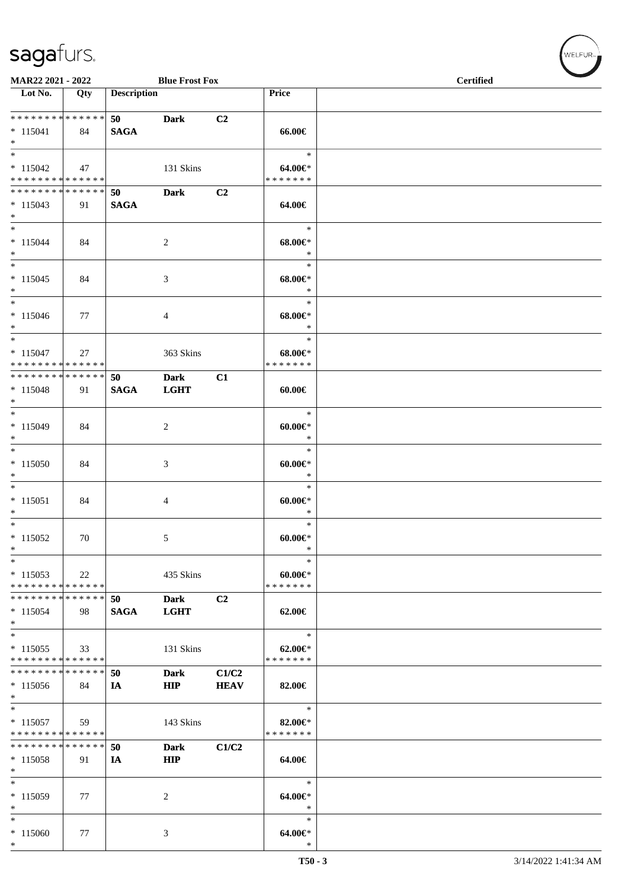**MAR22 2021 - 2022** | **Blue Frost Fox** | **Certified**

| Lot No. | Qty | Description | | | Price | |
|---|---|---|---|---|---|---|
| * * * * * * * * * * * * * * | | 50 | Dark | C2 | | |
| * 115041 | 84 | SAGA | | | 66.00€ | |
| * | | | | | | |
| * | | | | | * | |
| * 115042 | 47 | | 131 Skins | | 64.00€* | |
| * * * * * * * * * * * * * * | | | | | * * * * * * * | |
| * * * * * * * * * * * * * * | | 50 | Dark | C2 | | |
| * 115043 | 91 | SAGA | | | 64.00€ | |
| * | | | | | | |
| * | | | | | * | |
| * 115044 | 84 | | 2 | | 68.00€* | |
| * | | | | | * | |
| * | | | | | * | |
| * 115045 | 84 | | 3 | | 68.00€* | |
| * | | | | | * | |
| * | | | | | * | |
| * 115046 | 77 | | 4 | | 68.00€* | |
| * | | | | | * | |
| * | | | | | * | |
| * 115047 | 27 | | 363 Skins | | 68.00€* | |
| * * * * * * * * * * * * * * | | | | | * * * * * * * | |
| * * * * * * * * * * * * * * | | 50 | Dark | C1 | | |
| * 115048 | 91 | SAGA | LGHT | | 60.00€ | |
| * | | | | | | |
| * | | | | | * | |
| * 115049 | 84 | | 2 | | 60.00€* | |
| * | | | | | * | |
| * | | | | | * | |
| * 115050 | 84 | | 3 | | 60.00€* | |
| * | | | | | * | |
| * | | | | | * | |
| * 115051 | 84 | | 4 | | 60.00€* | |
| * | | | | | * | |
| * | | | | | * | |
| * 115052 | 70 | | 5 | | 60.00€* | |
| * | | | | | * | |
| * | | | | | * | |
| * 115053 | 22 | | 435 Skins | | 60.00€* | |
| * * * * * * * * * * * * * * | | | | | * * * * * * * | |
| * * * * * * * * * * * * * * | | 50 | Dark | C2 | | |
| * 115054 | 98 | SAGA | LGHT | | 62.00€ | |
| * | | | | | | |
| * | | | | | * | |
| * 115055 | 33 | | 131 Skins | | 62.00€* | |
| * * * * * * * * * * * * * * | | | | | * * * * * * * | |
| * * * * * * * * * * * * * * | | 50 | Dark | C1/C2 | | |
| * 115056 | 84 | IA | HIP | HEAV | 82.00€ | |
| * | | | | | | |
| * | | | | | * | |
| * 115057 | 59 | | 143 Skins | | 82.00€* | |
| * * * * * * * * * * * * * * | | | | | * * * * * * * | |
| * * * * * * * * * * * * * * | | 50 | Dark | C1/C2 | | |
| * 115058 | 91 | IA | HIP | | 64.00€ | |
| * | | | | | | |
| * | | | | | * | |
| * 115059 | 77 | | 2 | | 64.00€* | |
| * | | | | | * | |
| * | | | | | * | |
| * 115060 | 77 | | 3 | | 64.00€* | |
| * | | | | | * | |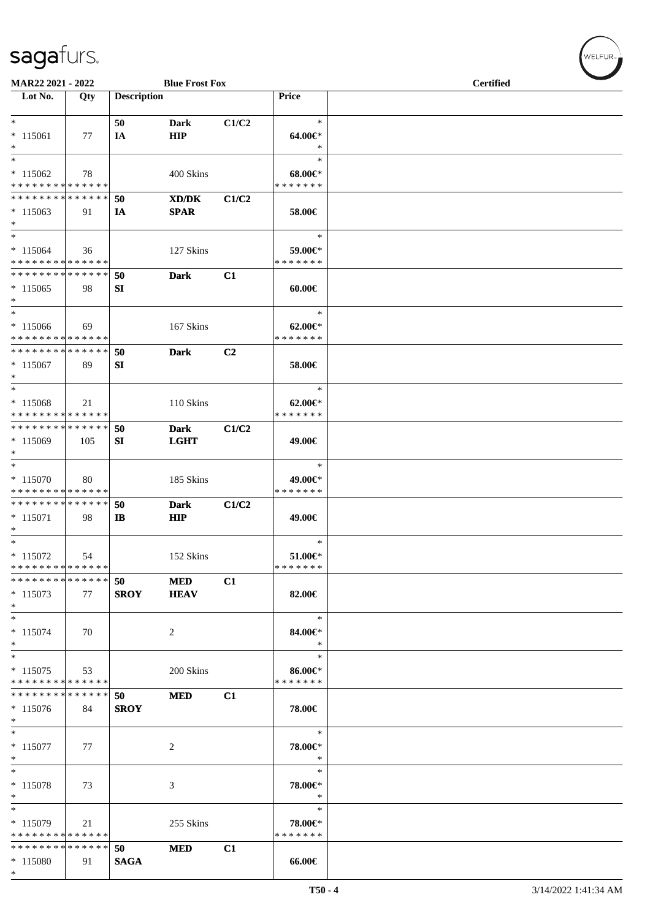MAR22 2021 - 2022 | Blue Frost Fox | Certified

| Lot No. | Qty | Description | | | Price | |
|---|---|---|---|---|---|---|
| * | | 50 | Dark | C1/C2 | * | |
| * 115061 | 77 | IA | HIP | | 64.00€* | |
| * | | | | | * | |
| * | | | | | * | |
| * 115062 | 78 | | 400 Skins | | 68.00€* | |
| * * * * * * * * * * * * * * | | | | | * * * * * * * | |
| * * * * * * * * * * * * * * | | 50 | XD/DK | C1/C2 | | |
| * 115063 | 91 | IA | SPAR | | 58.00€ | |
| * | | | | | | |
| * | | | | | * | |
| * 115064 | 36 | | 127 Skins | | 59.00€* | |
| * * * * * * * * * * * * * * | | | | | * * * * * * * | |
| * * * * * * * * * * * * * * | | 50 | Dark | C1 | | |
| * 115065 | 98 | SI | | | 60.00€ | |
| * | | | | | | |
| * | | | | | * | |
| * 115066 | 69 | | 167 Skins | | 62.00€* | |
| * * * * * * * * * * * * * * | | | | | * * * * * * * | |
| * * * * * * * * * * * * * * | | 50 | Dark | C2 | | |
| * 115067 | 89 | SI | | | 58.00€ | |
| * | | | | | | |
| * | | | | | * | |
| * 115068 | 21 | | 110 Skins | | 62.00€* | |
| * * * * * * * * * * * * * * | | | | | * * * * * * * | |
| * * * * * * * * * * * * * * | | 50 | Dark | C1/C2 | | |
| * 115069 | 105 | SI | LGHT | | 49.00€ | |
| * | | | | | | |
| * | | | | | * | |
| * 115070 | 80 | | 185 Skins | | 49.00€* | |
| * * * * * * * * * * * * * * | | | | | * * * * * * * | |
| * * * * * * * * * * * * * * | | 50 | Dark | C1/C2 | | |
| * 115071 | 98 | IB | HIP | | 49.00€ | |
| * | | | | | | |
| * | | | | | * | |
| * 115072 | 54 | | 152 Skins | | 51.00€* | |
| * * * * * * * * * * * * * * | | | | | * * * * * * * | |
| * * * * * * * * * * * * * * | | 50 | MED | C1 | | |
| * 115073 | 77 | SROY | HEAV | | 82.00€ | |
| * | | | | | | |
| * | | | | | * | |
| * 115074 | 70 | | 2 | | 84.00€* | |
| * | | | | | * | |
| * | | | | | * | |
| * 115075 | 53 | | 200 Skins | | 86.00€* | |
| * * * * * * * * * * * * * * | | | | | * * * * * * * | |
| * * * * * * * * * * * * * * | | 50 | MED | C1 | | |
| * 115076 | 84 | SROY | | | 78.00€ | |
| * | | | | | | |
| * | | | | | * | |
| * 115077 | 77 | | 2 | | 78.00€* | |
| * | | | | | * | |
| * | | | | | * | |
| * 115078 | 73 | | 3 | | 78.00€* | |
| * | | | | | * | |
| * | | | | | * | |
| * 115079 | 21 | | 255 Skins | | 78.00€* | |
| * * * * * * * * * * * * * * | | | | | * * * * * * * | |
| * * * * * * * * * * * * * * | | 50 | MED | C1 | | |
| * 115080 | 91 | SAGA | | | 66.00€ | |
| * | | | | | | |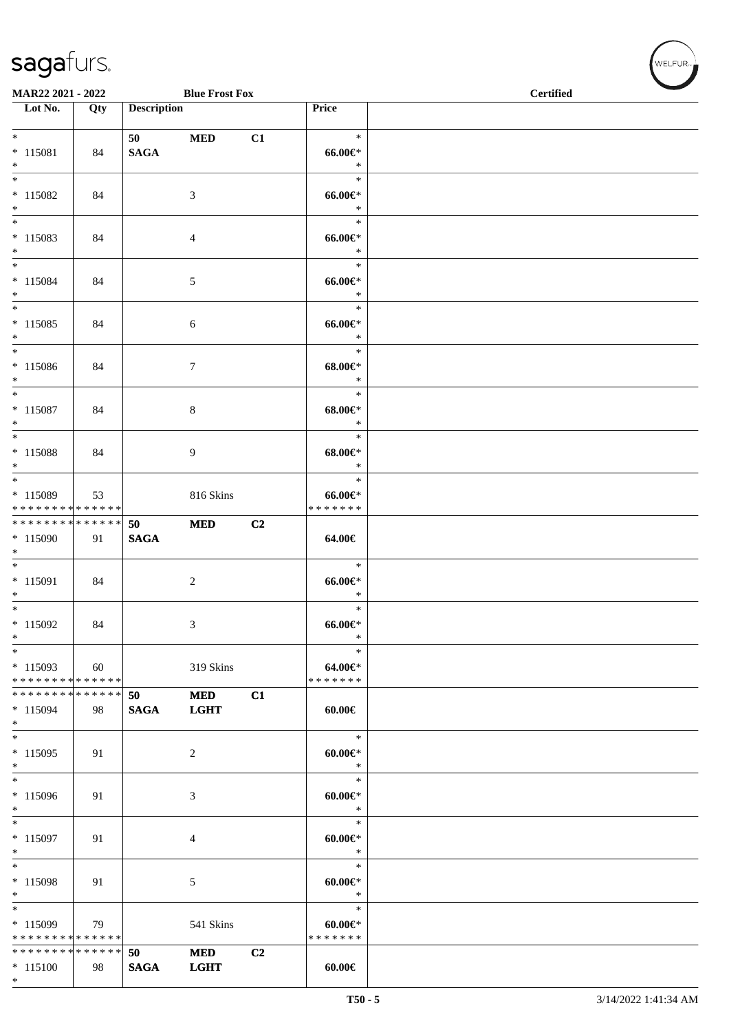sagafurs.

MAR22 2021 - 2022 | Blue Frost Fox | Certified

| Lot No. | Qty | Description | | | Price | |
|---|---|---|---|---|---|---|
| * | | 50 | MED | C1 | * | |
| * 115081 | 84 | SAGA | | | 66.00€* | |
| * | | | | | * | |
| * | | | | | * | |
| * 115082 | 84 | | 3 | | 66.00€* | |
| * | | | | | * | |
| * | | | | | * | |
| * 115083 | 84 | | 4 | | 66.00€* | |
| * | | | | | * | |
| * | | | | | * | |
| * 115084 | 84 | | 5 | | 66.00€* | |
| * | | | | | * | |
| * | | | | | * | |
| * 115085 | 84 | | 6 | | 66.00€* | |
| * | | | | | * | |
| * | | | | | * | |
| * 115086 | 84 | | 7 | | 68.00€* | |
| * | | | | | * | |
| * | | | | | * | |
| * 115087 | 84 | | 8 | | 68.00€* | |
| * | | | | | * | |
| * | | | | | * | |
| * 115088 | 84 | | 9 | | 68.00€* | |
| * | | | | | * | |
| * | | | | | * | |
| * 115089 | 53 | | 816 Skins | | 66.00€* | |
| * * * * * * * * * * * * * * | | | | | * * * * * * * | |
| * * * * * * * * * * * * * * | | 50 | MED | C2 | | |
| * 115090 | 91 | SAGA | | | 64.00€ | |
| * | | | | | | |
| * | | | | | * | |
| * 115091 | 84 | | 2 | | 66.00€* | |
| * | | | | | * | |
| * | | | | | * | |
| * 115092 | 84 | | 3 | | 66.00€* | |
| * | | | | | * | |
| * | | | | | * | |
| * 115093 | 60 | | 319 Skins | | 64.00€* | |
| * * * * * * * * * * * * * * | | | | | * * * * * * * | |
| * * * * * * * * * * * * * * | | 50 | MED | C1 | | |
| * 115094 | 98 | SAGA | LGHT | | 60.00€ | |
| * | | | | | | |
| * | | | | | * | |
| * 115095 | 91 | | 2 | | 60.00€* | |
| * | | | | | * | |
| * | | | | | * | |
| * 115096 | 91 | | 3 | | 60.00€* | |
| * | | | | | * | |
| * | | | | | * | |
| * 115097 | 91 | | 4 | | 60.00€* | |
| * | | | | | * | |
| * | | | | | * | |
| * 115098 | 91 | | 5 | | 60.00€* | |
| * | | | | | * | |
| * | | | | | * | |
| * 115099 | 79 | | 541 Skins | | 60.00€* | |
| * * * * * * * * * * * * * * | | | | | * * * * * * * | |
| * * * * * * * * * * * * * * | | 50 | MED | C2 | | |
| * 115100 | 98 | SAGA | LGHT | | 60.00€ | |
| * | | | | | | |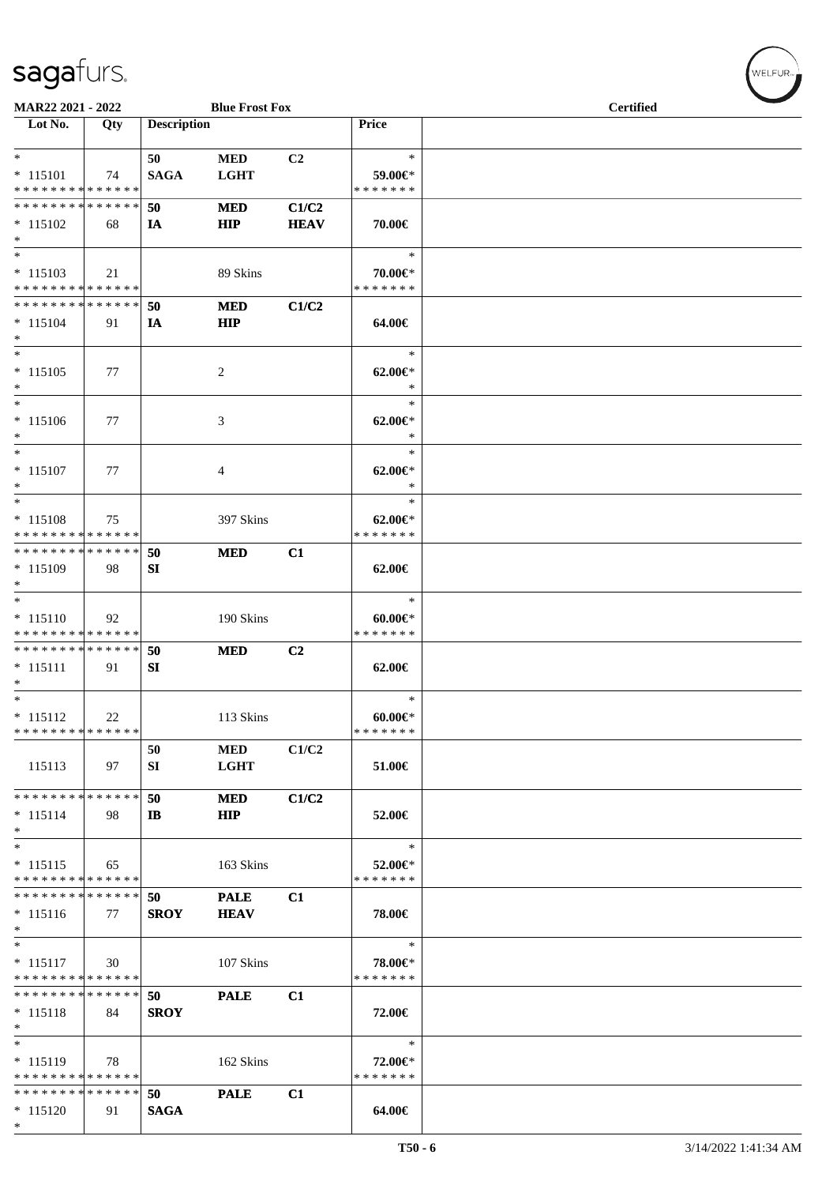MAR22 2021 - 2022 | Blue Frost Fox | Certified

| Lot No. | Qty | Description | | | Price | |
|---|---|---|---|---|---|---|
| * | | 50 | MED | C2 | * | |
| * 115101 | 74 | SAGA | LGHT | | 59.00€* | |
| * * * * * * * * * * * * * * | | | | | * * * * * * * | |
| * * * * * * * * * * * * * * | | 50 | MED | C1/C2 | | |
| * 115102 | 68 | IA | HIP | HEAV | 70.00€ | |
| * | | | | | | |
| * | | | | | * | |
| * 115103 | 21 | | 89 Skins | | 70.00€* | |
| * * * * * * * * * * * * * * | | | | | * * * * * * * | |
| * * * * * * * * * * * * * * | | 50 | MED | C1/C2 | | |
| * 115104 | 91 | IA | HIP | | 64.00€ | |
| * | | | | | | |
| * | | | | | * | |
| * 115105 | 77 | | 2 | | 62.00€* | |
| * | | | | | * | |
| * | | | | | * | |
| * 115106 | 77 | | 3 | | 62.00€* | |
| * | | | | | * | |
| * | | | | | * | |
| * 115107 | 77 | | 4 | | 62.00€* | |
| * | | | | | * | |
| * | | | | | * | |
| * 115108 | 75 | | 397 Skins | | 62.00€* | |
| * * * * * * * * * * * * * * | | | | | * * * * * * * | |
| * * * * * * * * * * * * * * | | 50 | MED | C1 | | |
| * 115109 | 98 | SI | | | 62.00€ | |
| * | | | | | | |
| * | | | | | * | |
| * 115110 | 92 | | 190 Skins | | 60.00€* | |
| * * * * * * * * * * * * * * | | | | | * * * * * * * | |
| * * * * * * * * * * * * * * | | 50 | MED | C2 | | |
| * 115111 | 91 | SI | | | 62.00€ | |
| * | | | | | | |
| * | | | | | * | |
| * 115112 | 22 | | 113 Skins | | 60.00€* | |
| * * * * * * * * * * * * * * | | | | | * * * * * * * | |
| | | 50 | MED | C1/C2 | | |
| 115113 | 97 | SI | LGHT | | 51.00€ | |
| * * * * * * * * * * * * * * | | 50 | MED | C1/C2 | | |
| * 115114 | 98 | IB | HIP | | 52.00€ | |
| * | | | | | | |
| * | | | | | * | |
| * 115115 | 65 | | 163 Skins | | 52.00€* | |
| * * * * * * * * * * * * * * | | | | | * * * * * * * | |
| * * * * * * * * * * * * * * | | 50 | PALE | C1 | | |
| * 115116 | 77 | SROY | HEAV | | 78.00€ | |
| * | | | | | | |
| * | | | | | * | |
| * 115117 | 30 | | 107 Skins | | 78.00€* | |
| * * * * * * * * * * * * * * | | | | | * * * * * * * | |
| * * * * * * * * * * * * * * | | 50 | PALE | C1 | | |
| * 115118 | 84 | SROY | | | 72.00€ | |
| * | | | | | | |
| * | | | | | * | |
| * 115119 | 78 | | 162 Skins | | 72.00€* | |
| * * * * * * * * * * * * * * | | | | | * * * * * * * | |
| * * * * * * * * * * * * * * | | 50 | PALE | C1 | | |
| * 115120 | 91 | SAGA | | | 64.00€ | |
| * | | | | | | |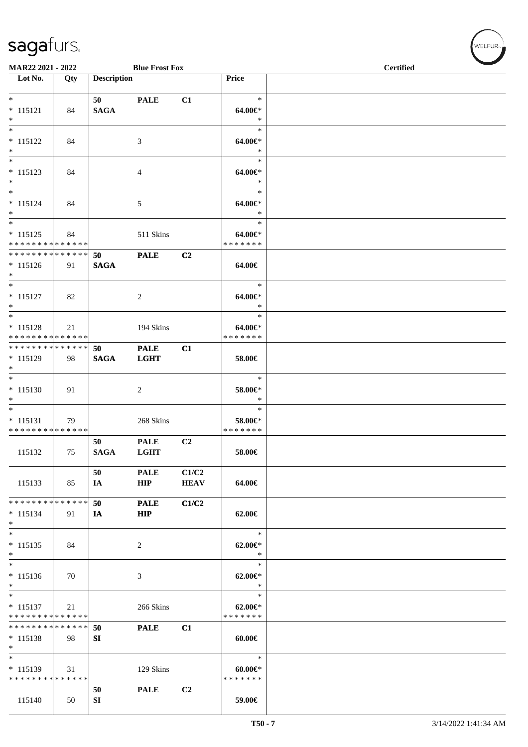| Lot No. | Qty | Description | | | Price | |
|---|---|---|---|---|---|---|
| * | | 50 | PALE | C1 | * | |
| * 115121 | 84 | SAGA | | | 64.00€* | |
| * | | | | | * | |
| * | | | | | * | |
| * 115122 | 84 | | 3 | | 64.00€* | |
| * | | | | | * | |
| * | | | | | * | |
| * 115123 | 84 | | 4 | | 64.00€* | |
| * | | | | | * | |
| * | | | | | * | |
| * 115124 | 84 | | 5 | | 64.00€* | |
| * | | | | | * | |
| * | | | | | * | |
| * 115125 | 84 | | 511 Skins | | 64.00€* | |
| * * * * * * * * * * * * * * | | | | | * * * * * * * | |
| * * * * * * * * * * * * * * | | 50 | PALE | C2 | | |
| * 115126 | 91 | SAGA | | | 64.00€ | |
| * | | | | | | |
| * | | | | | * | |
| * 115127 | 82 | | 2 | | 64.00€* | |
| * | | | | | * | |
| * | | | | | * | |
| * 115128 | 21 | | 194 Skins | | 64.00€* | |
| * * * * * * * * * * * * * * | | | | | * * * * * * * | |
| * * * * * * * * * * * * * * | | 50 | PALE | C1 | | |
| * 115129 | 98 | SAGA | LGHT | | 58.00€ | |
| * | | | | | | |
| * | | | | | * | |
| * 115130 | 91 | | 2 | | 58.00€* | |
| * | | | | | * | |
| * | | | | | * | |
| * 115131 | 79 | | 268 Skins | | 58.00€* | |
| * * * * * * * * * * * * * * | | | | | * * * * * * * | |
| | | 50 | PALE | C2 | | |
| 115132 | 75 | SAGA | LGHT | | 58.00€ | |
| | | 50 | PALE | C1/C2 | | |
| 115133 | 85 | IA | HIP | HEAV | 64.00€ | |
| * * * * * * * * * * * * * * | | 50 | PALE | C1/C2 | | |
| * 115134 | 91 | IA | HIP | | 62.00€ | |
| * | | | | | | |
| * | | | | | * | |
| * 115135 | 84 | | 2 | | 62.00€* | |
| * | | | | | * | |
| * | | | | | * | |
| * 115136 | 70 | | 3 | | 62.00€* | |
| * | | | | | * | |
| * | | | | | * | |
| * 115137 | 21 | | 266 Skins | | 62.00€* | |
| * * * * * * * * * * * * * * | | | | | * * * * * * * | |
| * * * * * * * * * * * * * * | | 50 | PALE | C1 | | |
| * 115138 | 98 | SI | | | 60.00€ | |
| * | | | | | | |
| * | | | | | * | |
| * 115139 | 31 | | 129 Skins | | 60.00€* | |
| * * * * * * * * * * * * * * | | | | | * * * * * * * | |
| | | 50 | PALE | C2 | | |
| 115140 | 50 | SI | | | 59.00€ | |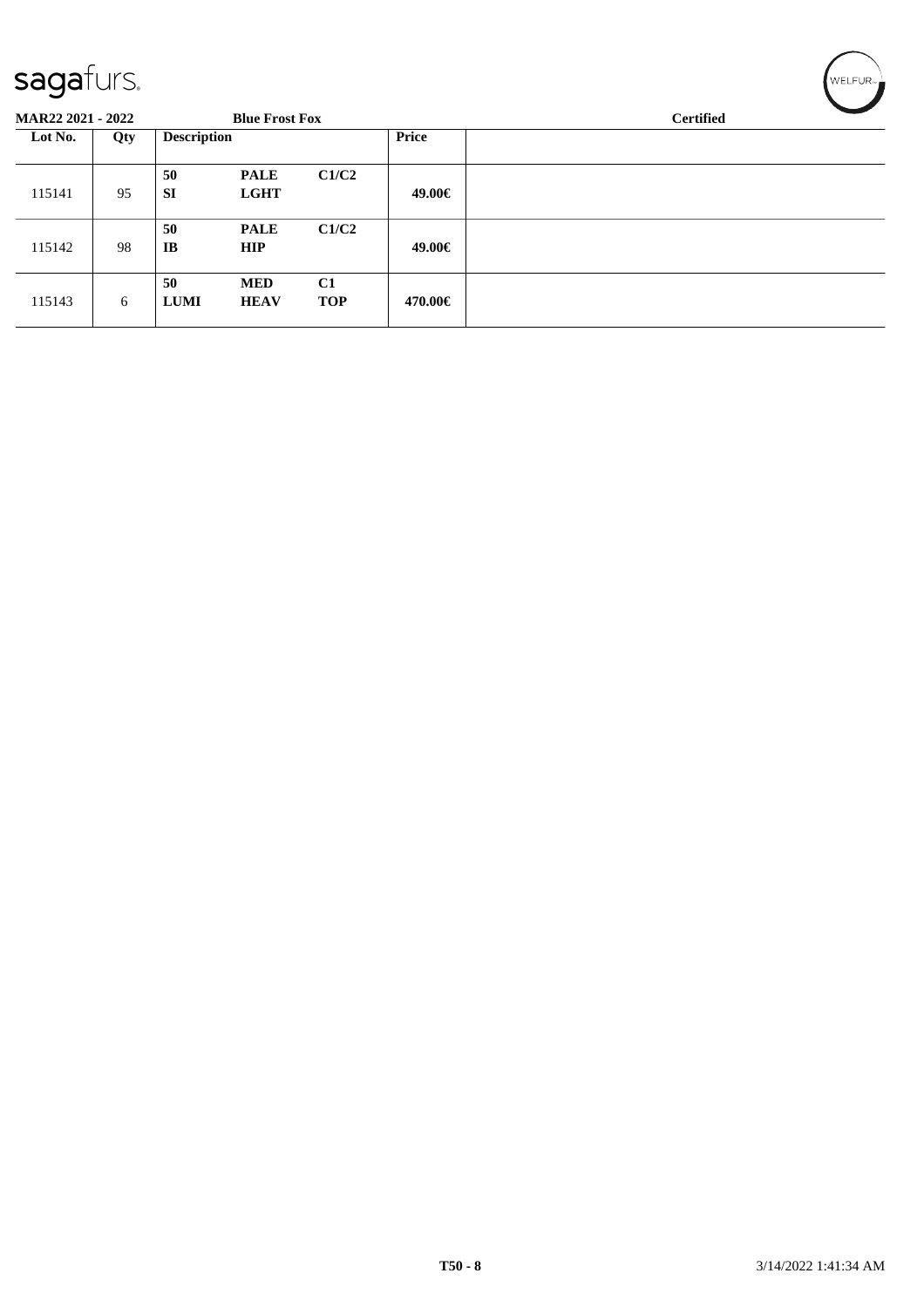**MAR22 2021 - 2022** **Blue Frost Fox** **Certified**

| Lot No. | Qty | Description | | | Price | |
|---|---|---|---|---|---|---|
| 115141 | 95 | **50** **SI** | **PALE** **LGHT** | **C1/C2** | **49.00€** | |
| 115142 | 98 | **50** **IB** | **PALE** **HIP** | **C1/C2** | **49.00€** | |
| 115143 | 6 | **50** **LUMI** | **MED** **HEAV** | **C1** **TOP** | **470.00€** | |

**T50 - 8** 3/14/2022 1:41:34 AM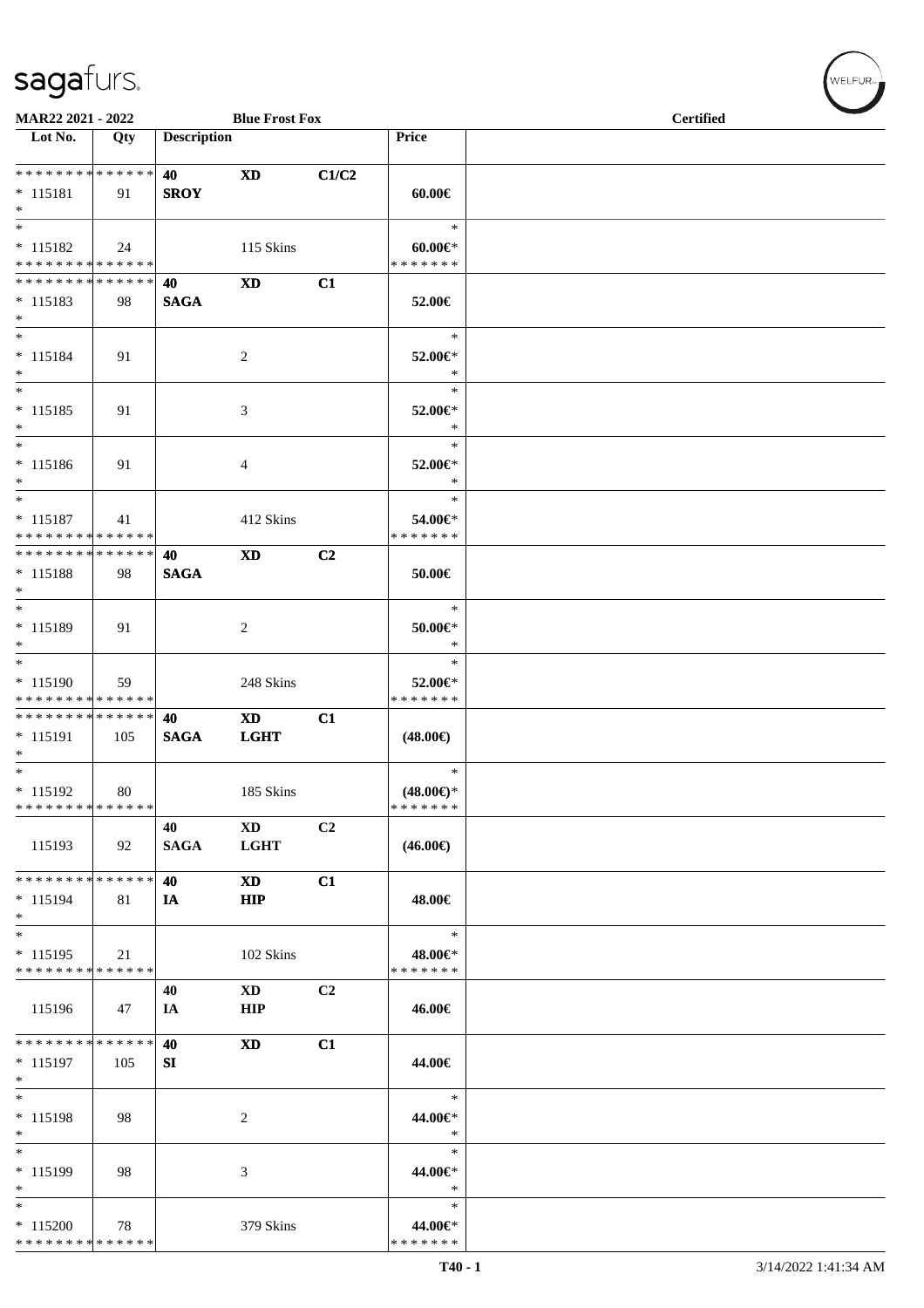| Lot No. | Qty | Description | | | Price | |
|---|---|---|---|---|---|---|
| * * * * * * * * * * * * * * | | 40 | XD | C1/C2 | | |
| * 115181 | 91 | SROY | | | 60.00€ | |
| * | | | | | | |
| * | | | | | * | |
| * 115182 | 24 | | 115 Skins | | 60.00€* | |
| * * * * * * * * * * * * * * | | | | | * * * * * * * | |
| * * * * * * * * * * * * * * | | 40 | XD | C1 | | |
| * 115183 | 98 | SAGA | | | 52.00€ | |
| * | | | | | | |
| * | | | | | * | |
| * 115184 | 91 | | 2 | | 52.00€* | |
| * | | | | | * | |
| * | | | | | * | |
| * 115185 | 91 | | 3 | | 52.00€* | |
| * | | | | | * | |
| * | | | | | * | |
| * 115186 | 91 | | 4 | | 52.00€* | |
| * | | | | | * | |
| * | | | | | * | |
| * 115187 | 41 | | 412 Skins | | 54.00€* | |
| * * * * * * * * * * * * * * | | | | | * * * * * * * | |
| * * * * * * * * * * * * * * | | 40 | XD | C2 | | |
| * 115188 | 98 | SAGA | | | 50.00€ | |
| * | | | | | | |
| * | | | | | * | |
| * 115189 | 91 | | 2 | | 50.00€* | |
| * | | | | | * | |
| * | | | | | * | |
| * 115190 | 59 | | 248 Skins | | 52.00€* | |
| * * * * * * * * * * * * * * | | | | | * * * * * * * | |
| * * * * * * * * * * * * * * | | 40 | XD | C1 | | |
| * 115191 | 105 | SAGA | LGHT | | (48.00€) | |
| * | | | | | | |
| * | | | | | * | |
| * 115192 | 80 | | 185 Skins | | (48.00€)* | |
| * * * * * * * * * * * * * * | | | | | * * * * * * * | |
| | | 40 | XD | C2 | | |
| 115193 | 92 | SAGA | LGHT | | (46.00€) | |
| * * * * * * * * * * * * * * | | 40 | XD | C1 | | |
| * 115194 | 81 | IA | HIP | | 48.00€ | |
| * | | | | | | |
| * | | | | | * | |
| * 115195 | 21 | | 102 Skins | | 48.00€* | |
| * * * * * * * * * * * * * * | | | | | * * * * * * * | |
| | | 40 | XD | C2 | | |
| 115196 | 47 | IA | HIP | | 46.00€ | |
| * * * * * * * * * * * * * * | | 40 | XD | C1 | | |
| * 115197 | 105 | SI | | | 44.00€ | |
| * | | | | | | |
| * | | | | | * | |
| * 115198 | 98 | | 2 | | 44.00€* | |
| * | | | | | * | |
| * | | | | | * | |
| * 115199 | 98 | | 3 | | 44.00€* | |
| * | | | | | * | |
| * | | | | | * | |
| * 115200 | 78 | | 379 Skins | | 44.00€* | |
| * * * * * * * * * * * * * * | | | | | * * * * * * * | |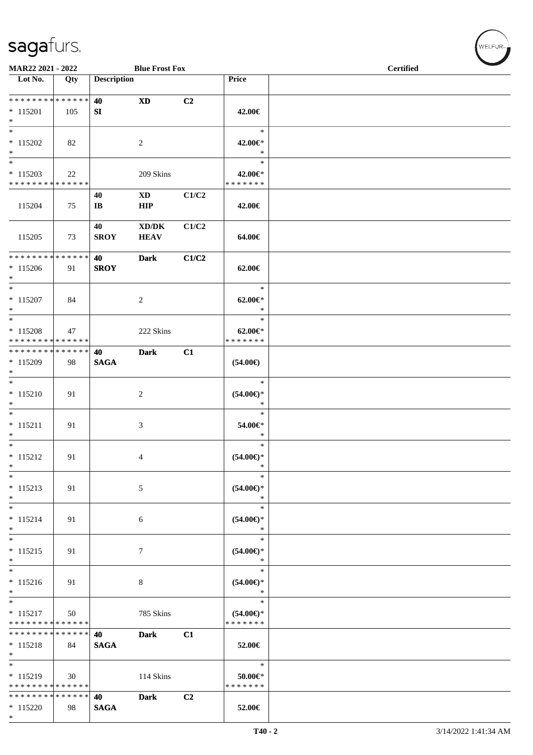MAR22 2021 - 2022 — Blue Frost Fox — Certified

| Lot No. | Qty | Description | | | Price | |
|---|---|---|---|---|---|---|
| * * * * * * * * * * * * * * | | 40 | XD | C2 | | |
| * 115201 | 105 | SI | | | 42.00€ | |
| * | | | | | | |
| * | | | | | * | |
| * 115202 | 82 | | 2 | | 42.00€* | |
| * | | | | | * | |
| * | | | | | * | |
| * 115203 | 22 | | 209 Skins | | 42.00€* | |
| * * * * * * * * * * * * * * | | | | | * * * * * * * | |
| | | 40 | XD | C1/C2 | | |
| 115204 | 75 | IB | HIP | | 42.00€ | |
| | | 40 | XD/DK | C1/C2 | | |
| 115205 | 73 | SROY | HEAV | | 64.00€ | |
| * * * * * * * * * * * * * * | | 40 | Dark | C1/C2 | | |
| * 115206 | 91 | SROY | | | 62.00€ | |
| * | | | | | | |
| * | | | | | * | |
| * 115207 | 84 | | 2 | | 62.00€* | |
| * | | | | | * | |
| * | | | | | * | |
| * 115208 | 47 | | 222 Skins | | 62.00€* | |
| * * * * * * * * * * * * * * | | | | | * * * * * * * | |
| * * * * * * * * * * * * * * | | 40 | Dark | C1 | | |
| * 115209 | 98 | SAGA | | | (54.00€) | |
| * | | | | | | |
| * | | | | | * | |
| * 115210 | 91 | | 2 | | (54.00€)* | |
| * | | | | | * | |
| * | | | | | * | |
| * 115211 | 91 | | 3 | | 54.00€* | |
| * | | | | | * | |
| * | | | | | * | |
| * 115212 | 91 | | 4 | | (54.00€)* | |
| * | | | | | * | |
| * | | | | | * | |
| * 115213 | 91 | | 5 | | (54.00€)* | |
| * | | | | | * | |
| * | | | | | * | |
| * 115214 | 91 | | 6 | | (54.00€)* | |
| * | | | | | * | |
| * | | | | | * | |
| * 115215 | 91 | | 7 | | (54.00€)* | |
| * | | | | | * | |
| * | | | | | * | |
| * 115216 | 91 | | 8 | | (54.00€)* | |
| * | | | | | * | |
| * | | | | | * | |
| * 115217 | 50 | | 785 Skins | | (54.00€)* | |
| * * * * * * * * * * * * * * | | | | | * * * * * * * | |
| * * * * * * * * * * * * * * | | 40 | Dark | C1 | | |
| * 115218 | 84 | SAGA | | | 52.00€ | |
| * | | | | | | |
| * | | | | | * | |
| * 115219 | 30 | | 114 Skins | | 50.00€* | |
| * * * * * * * * * * * * * * | | | | | * * * * * * * | |
| * * * * * * * * * * * * * * | | 40 | Dark | C2 | | |
| * 115220 | 98 | SAGA | | | 52.00€ | |
| * | | | | | | |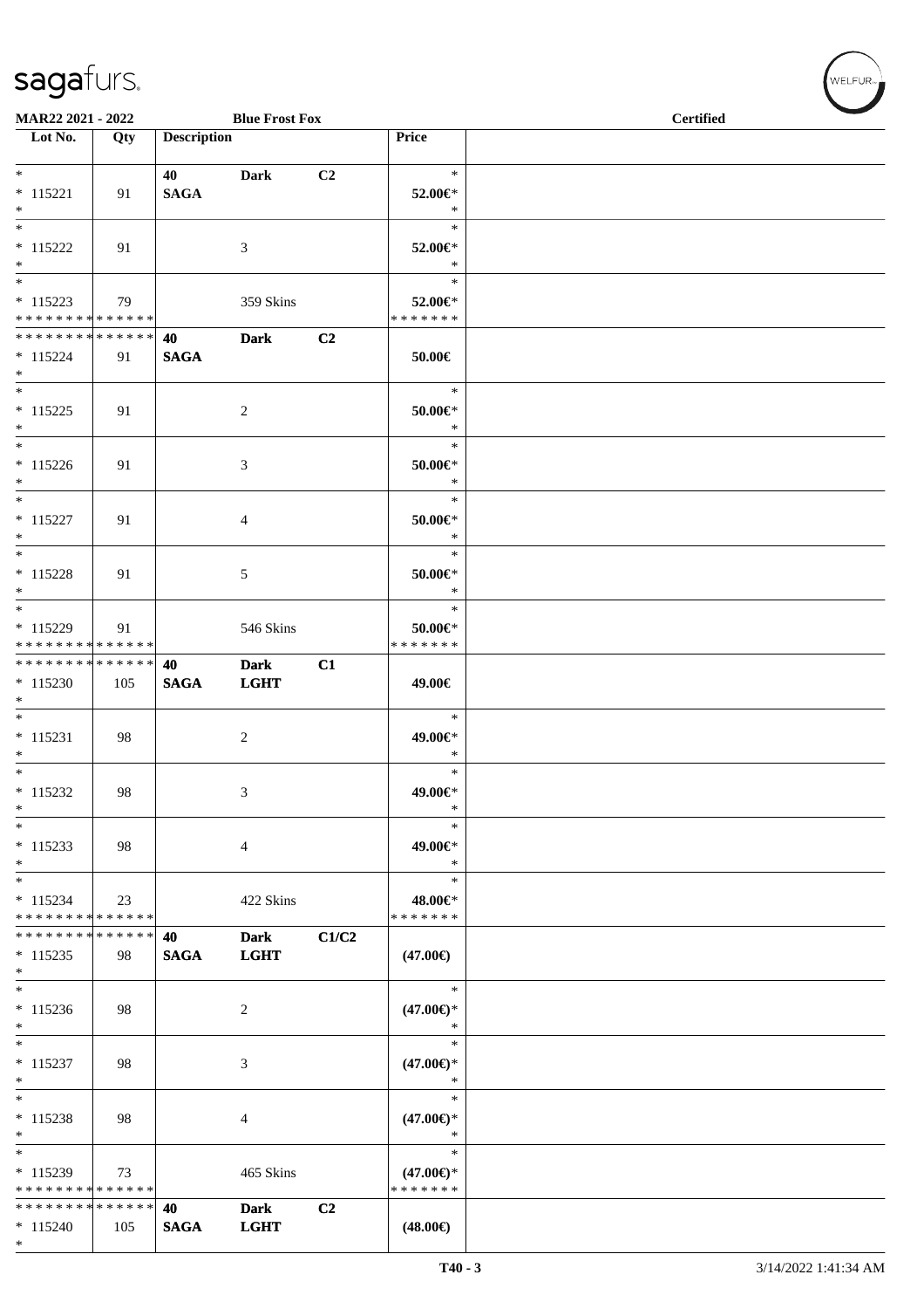sagafurs.

MAR22 2021 - 2022 | Blue Frost Fox | Certified

| Lot No. | Qty | Description | | | Price | |
|---|---|---|---|---|---|---|
| * | | 40 | Dark | C2 | * | |
| * 115221 | 91 | SAGA | | | 52.00€* | |
| * | | | | | * | |
| * | | | | | * | |
| * 115222 | 91 | | 3 | | 52.00€* | |
| * | | | | | * | |
| * | | | | | * | |
| * 115223 | 79 | | 359 Skins | | 52.00€* | |
| * * * * * * * * * * * * * * | | | | | * * * * * * * | |
| * * * * * * * * * * * * * * | | 40 | Dark | C2 | | |
| * 115224 | 91 | SAGA | | | 50.00€ | |
| * | | | | | | |
| * | | | | | * | |
| * 115225 | 91 | | 2 | | 50.00€* | |
| * | | | | | * | |
| * | | | | | * | |
| * 115226 | 91 | | 3 | | 50.00€* | |
| * | | | | | * | |
| * | | | | | * | |
| * 115227 | 91 | | 4 | | 50.00€* | |
| * | | | | | * | |
| * | | | | | * | |
| * 115228 | 91 | | 5 | | 50.00€* | |
| * | | | | | * | |
| * | | | | | * | |
| * 115229 | 91 | | 546 Skins | | 50.00€* | |
| * * * * * * * * * * * * * * | | | | | * * * * * * * | |
| * * * * * * * * * * * * * * | | 40 | Dark | C1 | | |
| * 115230 | 105 | SAGA | LGHT | | 49.00€ | |
| * | | | | | | |
| * | | | | | * | |
| * 115231 | 98 | | 2 | | 49.00€* | |
| * | | | | | * | |
| * | | | | | * | |
| * 115232 | 98 | | 3 | | 49.00€* | |
| * | | | | | * | |
| * | | | | | * | |
| * 115233 | 98 | | 4 | | 49.00€* | |
| * | | | | | * | |
| * | | | | | * | |
| * 115234 | 23 | | 422 Skins | | 48.00€* | |
| * * * * * * * * * * * * * * | | | | | * * * * * * * | |
| * * * * * * * * * * * * * * | | 40 | Dark | C1/C2 | | |
| * 115235 | 98 | SAGA | LGHT | | (47.00€) | |
| * | | | | | | |
| * | | | | | * | |
| * 115236 | 98 | | 2 | | (47.00€)* | |
| * | | | | | * | |
| * | | | | | * | |
| * 115237 | 98 | | 3 | | (47.00€)* | |
| * | | | | | * | |
| * | | | | | * | |
| * 115238 | 98 | | 4 | | (47.00€)* | |
| * | | | | | * | |
| * | | | | | * | |
| * 115239 | 73 | | 465 Skins | | (47.00€)* | |
| * * * * * * * * * * * * * * | | | | | * * * * * * * | |
| * * * * * * * * * * * * * * | | 40 | Dark | C2 | | |
| * 115240 | 105 | SAGA | LGHT | | (48.00€) | |
| * | | | | | | |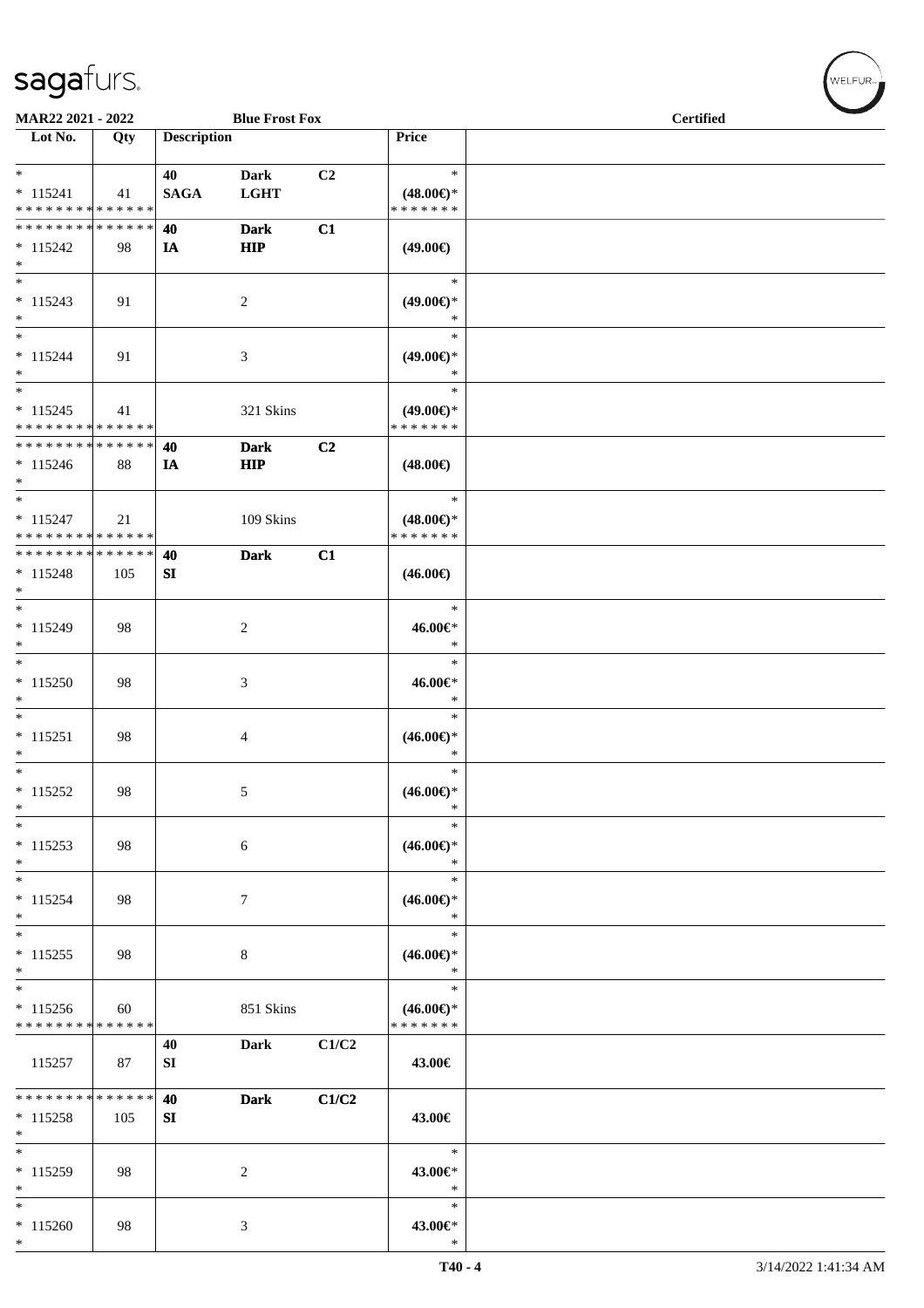**MAR22 2021 - 2022** — **Blue Frost Fox** — **Certified**

| Lot No. | Qty | Description | | | Price | |
|---|---|---|---|---|---|---|
| * <br> * 115241 <br> * * * * * * * * * * * * * * | 41 | 40 <br> SAGA | Dark <br> LGHT | C2 | * <br> (48.00€)* <br> * * * * * * * | |
| * * * * * * * * * * * * * * <br> * 115242 <br> * | 98 | 40 <br> IA | Dark <br> HIP | C1 | (49.00€) | |
| * <br> * 115243 <br> * | 91 | | 2 | | * <br> (49.00€)* <br> * | |
| * <br> * 115244 <br> * | 91 | | 3 | | * <br> (49.00€)* <br> * | |
| * <br> * 115245 <br> * * * * * * * * * * * * * * | 41 | | 321 Skins | | * <br> (49.00€)* <br> * * * * * * * | |
| * * * * * * * * * * * * * * <br> * 115246 <br> * | 88 | 40 <br> IA | Dark <br> HIP | C2 | (48.00€) | |
| * <br> * 115247 <br> * * * * * * * * * * * * * * | 21 | | 109 Skins | | * <br> (48.00€)* <br> * * * * * * * | |
| * * * * * * * * * * * * * * <br> * 115248 <br> * | 105 | 40 <br> SI | Dark | C1 | (46.00€) | |
| * <br> * 115249 <br> * | 98 | | 2 | | * <br> 46.00€* <br> * | |
| * <br> * 115250 <br> * | 98 | | 3 | | * <br> 46.00€* <br> * | |
| * <br> * 115251 <br> * | 98 | | 4 | | * <br> (46.00€)* <br> * | |
| * <br> * 115252 <br> * | 98 | | 5 | | * <br> (46.00€)* <br> * | |
| * <br> * 115253 <br> * | 98 | | 6 | | * <br> (46.00€)* <br> * | |
| * <br> * 115254 <br> * | 98 | | 7 | | * <br> (46.00€)* <br> * | |
| * <br> * 115255 <br> * | 98 | | 8 | | * <br> (46.00€)* <br> * | |
| * <br> * 115256 <br> * * * * * * * * * * * * * * | 60 | | 851 Skins | | * <br> (46.00€)* <br> * * * * * * * | |
| 115257 | 87 | 40 <br> SI | Dark | C1/C2 | 43.00€ | |
| * * * * * * * * * * * * * * <br> * 115258 <br> * | 105 | 40 <br> SI | Dark | C1/C2 | 43.00€ | |
| * <br> * 115259 <br> * | 98 | | 2 | | * <br> 43.00€* <br> * | |
| * <br> * 115260 <br> * | 98 | | 3 | | * <br> 43.00€* <br> * | |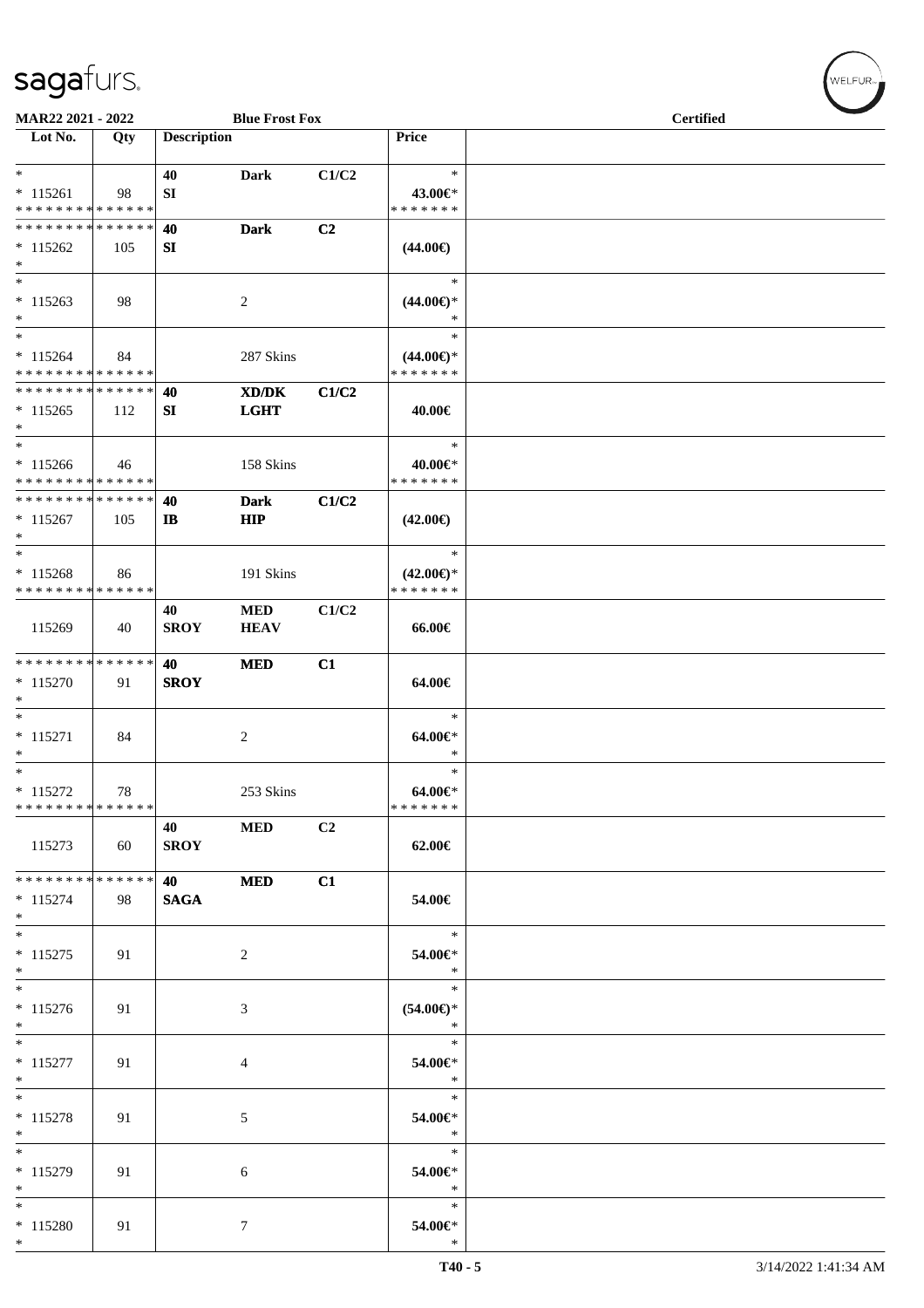| Lot No. | Qty | Description | | | Price | |
|---|---|---|---|---|---|---|
| * | | 40 | Dark | C1/C2 | * | |
| * 115261 | 98 | SI | | | 43.00€* | |
| * * * * * * * * * * * * * * | | | | | * * * * * * * | |
| * * * * * * * * * * * * * * | | 40 | Dark | C2 | | |
| * 115262 | 105 | SI | | | (44.00€) | |
| * | | | | | | |
| * | | | | | * | |
| * 115263 | 98 | | 2 | | (44.00€)* | |
| * | | | | | * | |
| * | | | | | * | |
| * 115264 | 84 | | 287 Skins | | (44.00€)* | |
| * * * * * * * * * * * * * * | | | | | * * * * * * * | |
| * * * * * * * * * * * * * * | | 40 | XD/DK | C1/C2 | | |
| * 115265 | 112 | SI | LGHT | | 40.00€ | |
| * | | | | | | |
| * | | | | | * | |
| * 115266 | 46 | | 158 Skins | | 40.00€* | |
| * * * * * * * * * * * * * * | | | | | * * * * * * * | |
| * * * * * * * * * * * * * * | | 40 | Dark | C1/C2 | | |
| * 115267 | 105 | IB | HIP | | (42.00€) | |
| * | | | | | | |
| * | | | | | * | |
| * 115268 | 86 | | 191 Skins | | (42.00€)* | |
| * * * * * * * * * * * * * * | | | | | * * * * * * * | |
| | | 40 | MED | C1/C2 | | |
| 115269 | 40 | SROY | HEAV | | 66.00€ | |
| * * * * * * * * * * * * * * | | 40 | MED | C1 | | |
| * 115270 | 91 | SROY | | | 64.00€ | |
| * | | | | | | |
| * | | | | | * | |
| * 115271 | 84 | | 2 | | 64.00€* | |
| * | | | | | * | |
| * | | | | | * | |
| * 115272 | 78 | | 253 Skins | | 64.00€* | |
| * * * * * * * * * * * * * * | | | | | * * * * * * * | |
| | | 40 | MED | C2 | | |
| 115273 | 60 | SROY | | | 62.00€ | |
| * * * * * * * * * * * * * * | | 40 | MED | C1 | | |
| * 115274 | 98 | SAGA | | | 54.00€ | |
| * | | | | | | |
| * | | | | | * | |
| * 115275 | 91 | | 2 | | 54.00€* | |
| * | | | | | * | |
| * | | | | | * | |
| * 115276 | 91 | | 3 | | (54.00€)* | |
| * | | | | | * | |
| * | | | | | * | |
| * 115277 | 91 | | 4 | | 54.00€* | |
| * | | | | | * | |
| * | | | | | * | |
| * 115278 | 91 | | 5 | | 54.00€* | |
| * | | | | | * | |
| * | | | | | * | |
| * 115279 | 91 | | 6 | | 54.00€* | |
| * | | | | | * | |
| * | | | | | * | |
| * 115280 | 91 | | 7 | | 54.00€* | |
| * | | | | | * | |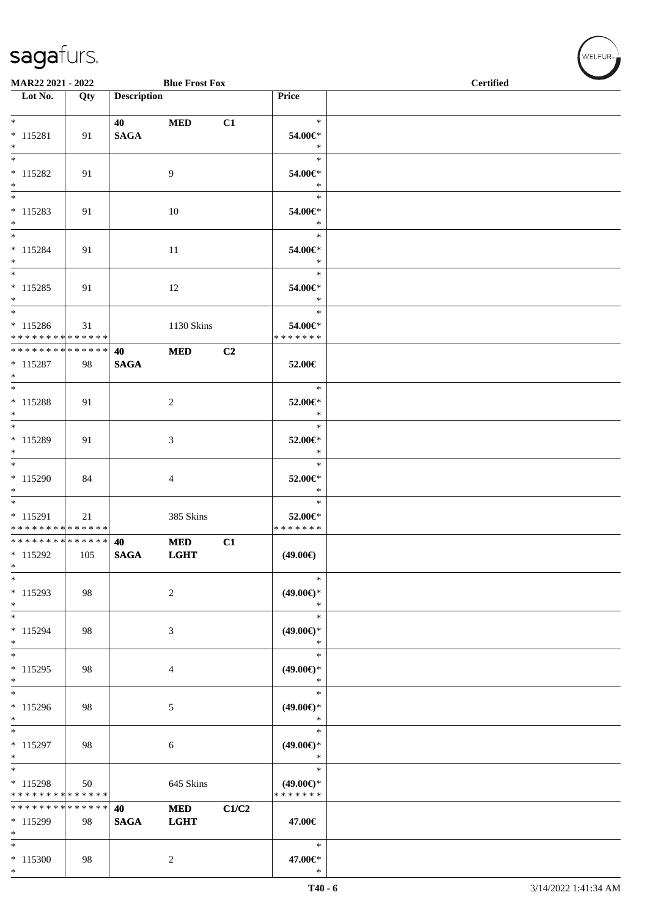| Lot No. | Qty | Description | | | Price | |
|---|---|---|---|---|---|---|
| * | | 40 | MED | C1 | * | |
| * 115281 | 91 | SAGA | | | 54.00€* | |
| * | | | | | * | |
| * | | | | | * | |
| * 115282 | 91 | | 9 | | 54.00€* | |
| * | | | | | * | |
| * | | | | | * | |
| * 115283 | 91 | | 10 | | 54.00€* | |
| * | | | | | * | |
| * | | | | | * | |
| * 115284 | 91 | | 11 | | 54.00€* | |
| * | | | | | * | |
| * | | | | | * | |
| * 115285 | 91 | | 12 | | 54.00€* | |
| * | | | | | * | |
| * | | | | | * | |
| * 115286 | 31 | | 1130 Skins | | 54.00€* | |
| * * * * * * * * * * * * * * | | | | | * * * * * * * | |
| * * * * * * * * * * * * * * | | 40 | MED | C2 | | |
| * 115287 | 98 | SAGA | | | 52.00€ | |
| * | | | | | | |
| * | | | | | * | |
| * 115288 | 91 | | 2 | | 52.00€* | |
| * | | | | | * | |
| * | | | | | * | |
| * 115289 | 91 | | 3 | | 52.00€* | |
| * | | | | | * | |
| * | | | | | * | |
| * 115290 | 84 | | 4 | | 52.00€* | |
| * | | | | | * | |
| * | | | | | * | |
| * 115291 | 21 | | 385 Skins | | 52.00€* | |
| * * * * * * * * * * * * * * | | | | | * * * * * * * | |
| * * * * * * * * * * * * * * | | 40 | MED | C1 | | |
| * 115292 | 105 | SAGA | LGHT | | (49.00€) | |
| * | | | | | | |
| * | | | | | * | |
| * 115293 | 98 | | 2 | | (49.00€)* | |
| * | | | | | * | |
| * | | | | | * | |
| * 115294 | 98 | | 3 | | (49.00€)* | |
| * | | | | | * | |
| * | | | | | * | |
| * 115295 | 98 | | 4 | | (49.00€)* | |
| * | | | | | * | |
| * | | | | | * | |
| * 115296 | 98 | | 5 | | (49.00€)* | |
| * | | | | | * | |
| * | | | | | * | |
| * 115297 | 98 | | 6 | | (49.00€)* | |
| * | | | | | * | |
| * | | | | | * | |
| * 115298 | 50 | | 645 Skins | | (49.00€)* | |
| * * * * * * * * * * * * * * | | | | | * * * * * * * | |
| * * * * * * * * * * * * * * | | 40 | MED | C1/C2 | | |
| * 115299 | 98 | SAGA | LGHT | | 47.00€ | |
| * | | | | | | |
| * | | | | | * | |
| * 115300 | 98 | | 2 | | 47.00€* | |
| * | | | | | * | |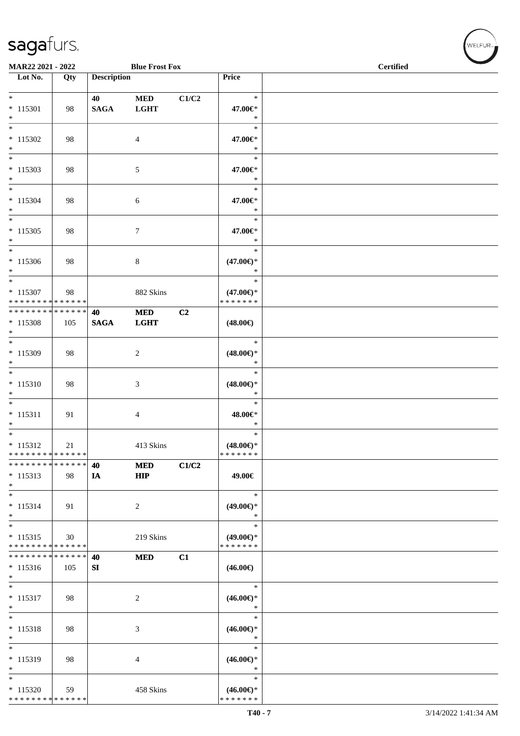| Lot No. | Qty | Description | | | Price | |
|---|---|---|---|---|---|---|
| * | | 40 | MED | C1/C2 | * | |
| * 115301 | 98 | SAGA | LGHT | | 47.00€* | |
| * | | | | | * | |
| * | | | | | * | |
| * 115302 | 98 | | 4 | | 47.00€* | |
| * | | | | | * | |
| * | | | | | * | |
| * 115303 | 98 | | 5 | | 47.00€* | |
| * | | | | | * | |
| * | | | | | * | |
| * 115304 | 98 | | 6 | | 47.00€* | |
| * | | | | | * | |
| * | | | | | * | |
| * 115305 | 98 | | 7 | | 47.00€* | |
| * | | | | | * | |
| * | | | | | * | |
| * 115306 | 98 | | 8 | | (47.00€)* | |
| * | | | | | * | |
| * | | | | | * | |
| * 115307 | 98 | | 882 Skins | | (47.00€)* | |
| * * * * * * * * * * * * * * | | | | | * * * * * * * | |
| * * * * * * * * * * * * * * | | 40 | MED | C2 | | |
| * 115308 | 105 | SAGA | LGHT | | (48.00€) | |
| * | | | | | | |
| * | | | | | * | |
| * 115309 | 98 | | 2 | | (48.00€)* | |
| * | | | | | * | |
| * | | | | | * | |
| * 115310 | 98 | | 3 | | (48.00€)* | |
| * | | | | | * | |
| * | | | | | * | |
| * 115311 | 91 | | 4 | | 48.00€* | |
| * | | | | | * | |
| * | | | | | * | |
| * 115312 | 21 | | 413 Skins | | (48.00€)* | |
| * * * * * * * * * * * * * * | | | | | * * * * * * * | |
| * * * * * * * * * * * * * * | | 40 | MED | C1/C2 | | |
| * 115313 | 98 | IA | HIP | | 49.00€ | |
| * | | | | | | |
| * | | | | | * | |
| * 115314 | 91 | | 2 | | (49.00€)* | |
| * | | | | | * | |
| * | | | | | * | |
| * 115315 | 30 | | 219 Skins | | (49.00€)* | |
| * * * * * * * * * * * * * * | | | | | * * * * * * * | |
| * * * * * * * * * * * * * * | | 40 | MED | C1 | | |
| * 115316 | 105 | SI | | | (46.00€) | |
| * | | | | | | |
| * | | | | | * | |
| * 115317 | 98 | | 2 | | (46.00€)* | |
| * | | | | | * | |
| * | | | | | * | |
| * 115318 | 98 | | 3 | | (46.00€)* | |
| * | | | | | * | |
| * | | | | | * | |
| * 115319 | 98 | | 4 | | (46.00€)* | |
| * | | | | | * | |
| * | | | | | * | |
| * 115320 | 59 | | 458 Skins | | (46.00€)* | |
| * * * * * * * * * * * * * * | | | | | * * * * * * * | |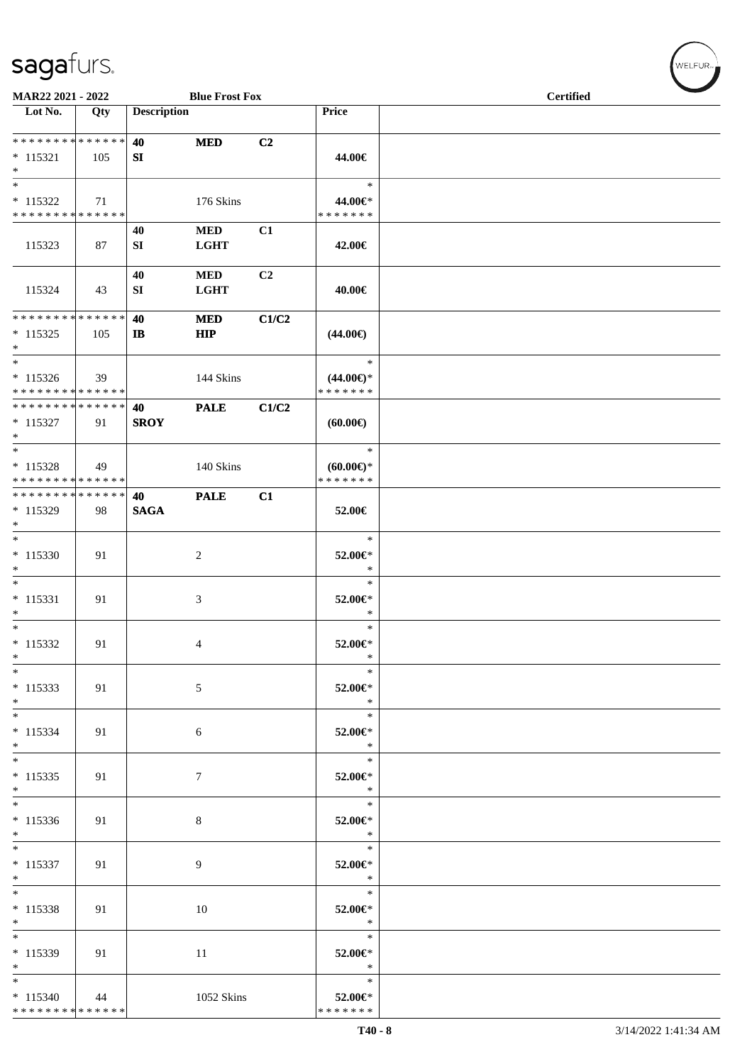MAR22 2021 - 2022 | Blue Frost Fox | Certified

| Lot No. | Qty | Description | | | Price | |
|---|---|---|---|---|---|---|
| * * * * * * * * * * * * * * | | 40 | MED | C2 | | |
| * 115321 | 105 | SI | | | 44.00€ | |
| * | | | | | | |
| * | | | | | * | |
| * 115322 | 71 | | 176 Skins | | 44.00€* | |
| * * * * * * * * * * * * * * | | | | | * * * * * * * | |
| | | 40 | MED | C1 | | |
| 115323 | 87 | SI | LGHT | | 42.00€ | |
| | | 40 | MED | C2 | | |
| 115324 | 43 | SI | LGHT | | 40.00€ | |
| * * * * * * * * * * * * * * | | 40 | MED | C1/C2 | | |
| * 115325 | 105 | IB | HIP | | (44.00€) | |
| * | | | | | | |
| * | | | | | * | |
| * 115326 | 39 | | 144 Skins | | (44.00€)* | |
| * * * * * * * * * * * * * * | | | | | * * * * * * * | |
| * * * * * * * * * * * * * * | | 40 | PALE | C1/C2 | | |
| * 115327 | 91 | SROY | | | (60.00€) | |
| * | | | | | | |
| * | | | | | * | |
| * 115328 | 49 | | 140 Skins | | (60.00€)* | |
| * * * * * * * * * * * * * * | | | | | * * * * * * * | |
| * * * * * * * * * * * * * * | | 40 | PALE | C1 | | |
| * 115329 | 98 | SAGA | | | 52.00€ | |
| * | | | | | | |
| * | | | | | * | |
| * 115330 | 91 | | 2 | | 52.00€* | |
| * | | | | | * | |
| * | | | | | * | |
| * 115331 | 91 | | 3 | | 52.00€* | |
| * | | | | | * | |
| * | | | | | * | |
| * 115332 | 91 | | 4 | | 52.00€* | |
| * | | | | | * | |
| * | | | | | * | |
| * 115333 | 91 | | 5 | | 52.00€* | |
| * | | | | | * | |
| * | | | | | * | |
| * 115334 | 91 | | 6 | | 52.00€* | |
| * | | | | | * | |
| * | | | | | * | |
| * 115335 | 91 | | 7 | | 52.00€* | |
| * | | | | | * | |
| * | | | | | * | |
| * 115336 | 91 | | 8 | | 52.00€* | |
| * | | | | | * | |
| * | | | | | * | |
| * 115337 | 91 | | 9 | | 52.00€* | |
| * | | | | | * | |
| * | | | | | * | |
| * 115338 | 91 | | 10 | | 52.00€* | |
| * | | | | | * | |
| * | | | | | * | |
| * 115339 | 91 | | 11 | | 52.00€* | |
| * | | | | | * | |
| * | | | | | * | |
| * 115340 | 44 | | 1052 Skins | | 52.00€* | |
| * * * * * * * * * * * * * * | | | | | * * * * * * * | |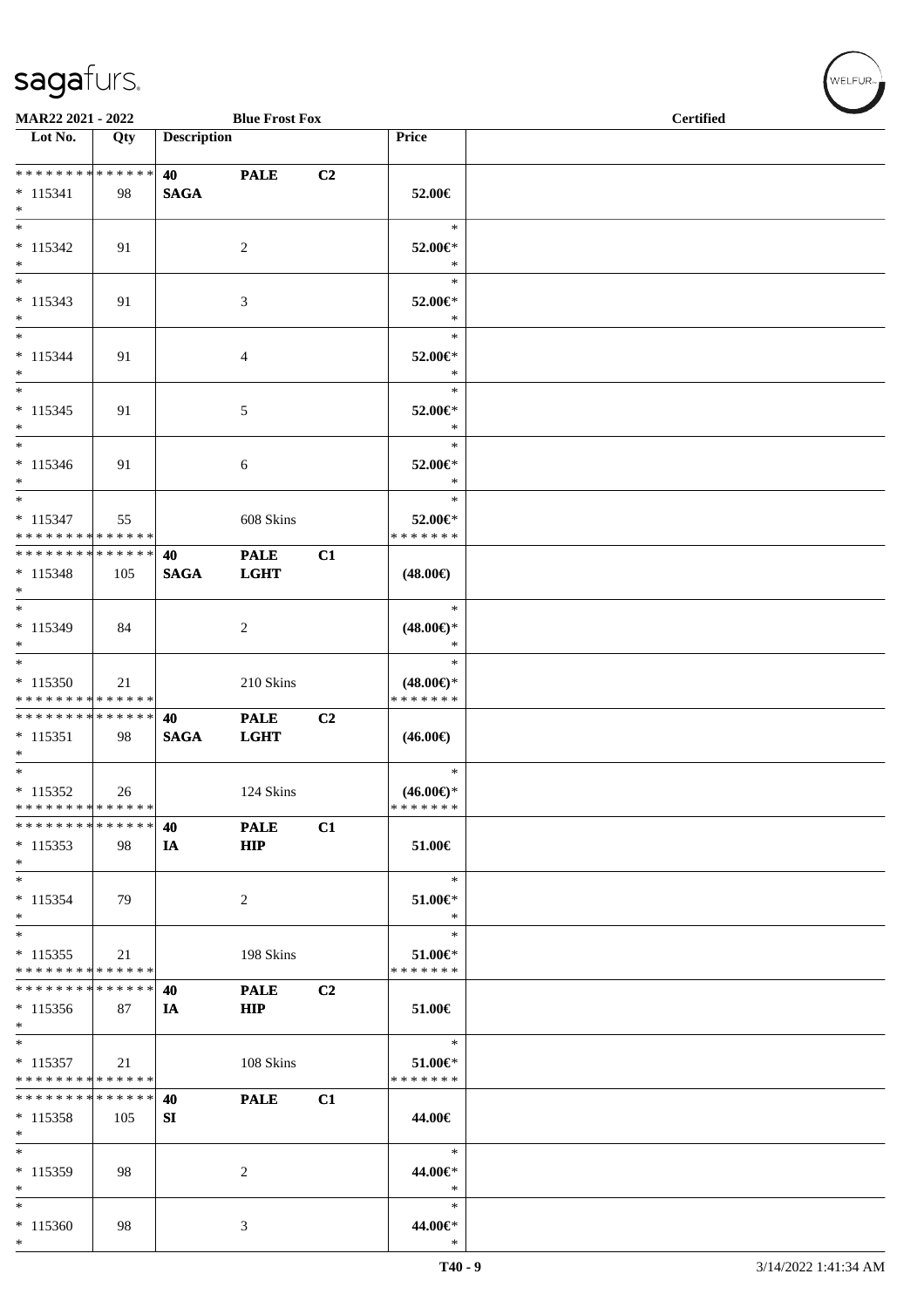| Lot No. | Qty | Description | | | Price | |
|---|---|---|---|---|---|---|
| * * * * * * * * * * * * * * | | 40 | PALE | C2 | | |
| * 115341 | 98 | SAGA | | | 52.00€ | |
| * | | | | | | |
| * | | | | | * | |
| * 115342 | 91 | | 2 | | 52.00€* | |
| * | | | | | * | |
| * | | | | | * | |
| * 115343 | 91 | | 3 | | 52.00€* | |
| * | | | | | * | |
| * | | | | | * | |
| * 115344 | 91 | | 4 | | 52.00€* | |
| * | | | | | * | |
| * | | | | | * | |
| * 115345 | 91 | | 5 | | 52.00€* | |
| * | | | | | * | |
| * | | | | | * | |
| * 115346 | 91 | | 6 | | 52.00€* | |
| * | | | | | * | |
| * | | | | | * | |
| * 115347 | 55 | | 608 Skins | | 52.00€* | |
| * * * * * * * * * * * * * * | | | | | * * * * * * * | |
| * * * * * * * * * * * * * * | | 40 | PALE | C1 | | |
| * 115348 | 105 | SAGA | LGHT | | (48.00€) | |
| * | | | | | | |
| * | | | | | * | |
| * 115349 | 84 | | 2 | | (48.00€)* | |
| * | | | | | * | |
| * | | | | | * | |
| * 115350 | 21 | | 210 Skins | | (48.00€)* | |
| * * * * * * * * * * * * * * | | | | | * * * * * * * | |
| * * * * * * * * * * * * * * | | 40 | PALE | C2 | | |
| * 115351 | 98 | SAGA | LGHT | | (46.00€) | |
| * | | | | | | |
| * | | | | | * | |
| * 115352 | 26 | | 124 Skins | | (46.00€)* | |
| * * * * * * * * * * * * * * | | | | | * * * * * * * | |
| * * * * * * * * * * * * * * | | 40 | PALE | C1 | | |
| * 115353 | 98 | IA | HIP | | 51.00€ | |
| * | | | | | | |
| * | | | | | * | |
| * 115354 | 79 | | 2 | | 51.00€* | |
| * | | | | | * | |
| * | | | | | * | |
| * 115355 | 21 | | 198 Skins | | 51.00€* | |
| * * * * * * * * * * * * * * | | | | | * * * * * * * | |
| * * * * * * * * * * * * * * | | 40 | PALE | C2 | | |
| * 115356 | 87 | IA | HIP | | 51.00€ | |
| * | | | | | | |
| * | | | | | * | |
| * 115357 | 21 | | 108 Skins | | 51.00€* | |
| * * * * * * * * * * * * * * | | | | | * * * * * * * | |
| * * * * * * * * * * * * * * | | 40 | PALE | C1 | | |
| * 115358 | 105 | SI | | | 44.00€ | |
| * | | | | | | |
| * | | | | | * | |
| * 115359 | 98 | | 2 | | 44.00€* | |
| * | | | | | * | |
| * | | | | | * | |
| * 115360 | 98 | | 3 | | 44.00€* | |
| * | | | | | * | |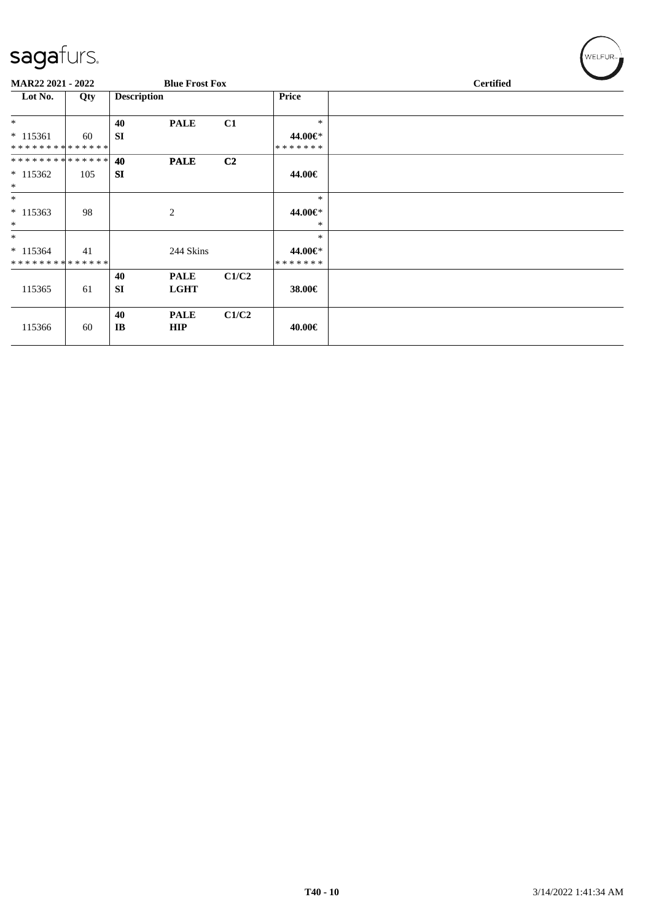sagafurs.

**MAR22 2021 - 2022** **Blue Frost Fox** **Certified**

| Lot No. | Qty | Description | | | Price | |
|---|---|---|---|---|---|---|
| * | | **40** | **PALE** | **C1** | * | |
| * 115361 | 60 | **SI** | | | **44.00€*** | |
| * * * * * * * * * * * * * * | | | | | * * * * * * * | |
| * * * * * * * * * * * * * * | | **40** | **PALE** | **C2** | | |
| * 115362 | 105 | **SI** | | | **44.00€** | |
| * | | | | | | |
| * | | | | | * | |
| * 115363 | 98 | | 2 | | **44.00€*** | |
| * | | | | | * | |
| * | | | | | * | |
| * 115364 | 41 | | 244 Skins | | **44.00€*** | |
| * * * * * * * * * * * * * * | | | | | * * * * * * * | |
| | | **40** | **PALE** | **C1/C2** | | |
| 115365 | 61 | **SI** | **LGHT** | | **38.00€** | |
| | | **40** | **PALE** | **C1/C2** | | |
| 115366 | 60 | **IB** | **HIP** | | **40.00€** | |

T40 - 10 3/14/2022 1:41:34 AM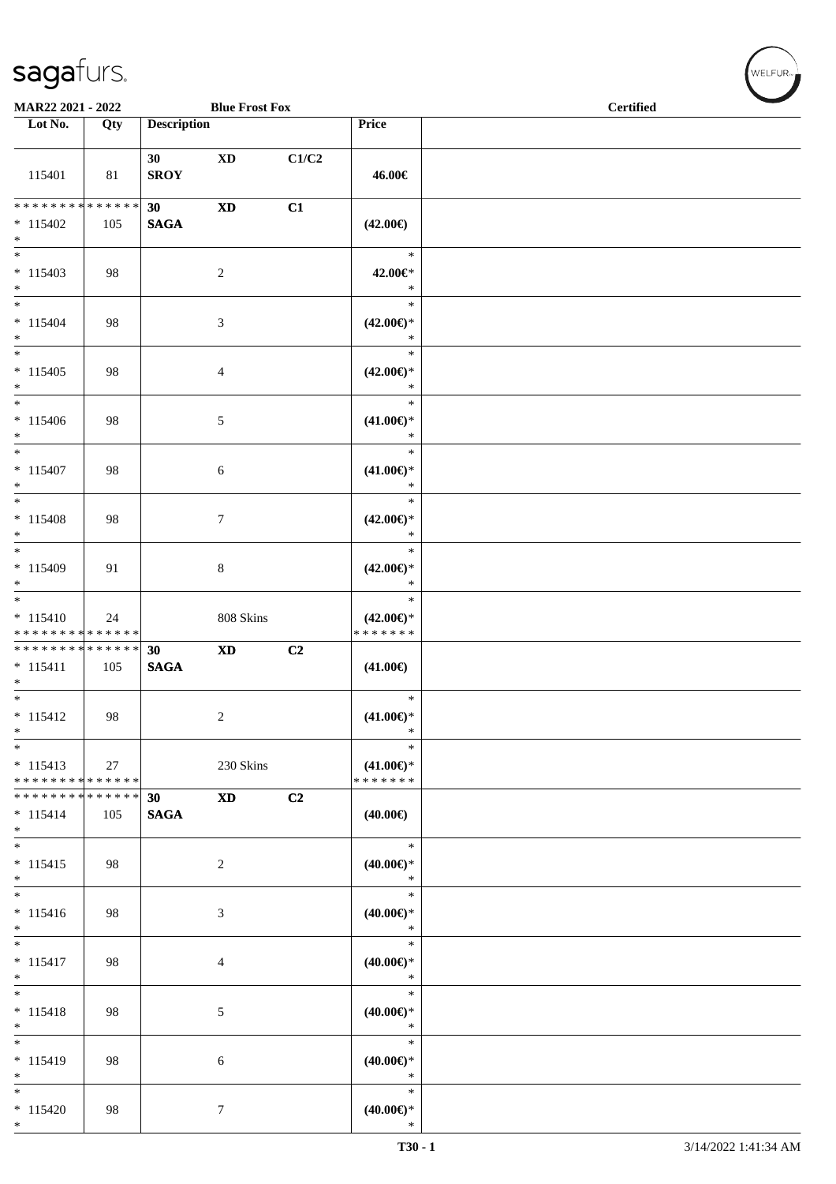MAR22 2021 - 2022 **Blue Frost Fox** **Certified**

| Lot No. | Qty | Description | | | Price | |
|---|---|---|---|---|---|---|
| 115401 | 81 | **30** **SROY** | **XD** | **C1/C2** | **46.00€** | |
| * * * * * * * * * * * * * * * 115402 * | 105 | **30** **SAGA** | **XD** | **C1** | **(42.00€)** | |
| * * 115403 * | 98 | | 2 | | * **42.00€*** * | |
| * * 115404 * | 98 | | 3 | | * **(42.00€)*** * | |
| * * 115405 * | 98 | | 4 | | * **(42.00€)*** * | |
| * * 115406 * | 98 | | 5 | | * **(41.00€)*** * | |
| * * 115407 * | 98 | | 6 | | * **(41.00€)*** * | |
| * * 115408 * | 98 | | 7 | | * **(42.00€)*** * | |
| * * 115409 * | 91 | | 8 | | * **(42.00€)*** * | |
| * * 115410 * * * * * * * * * * * * * * | 24 | | 808 Skins | | * **(42.00€)*** * * * * * * * | |
| * * * * * * * * * * * * * * * 115411 * | 105 | **30** **SAGA** | **XD** | **C2** | **(41.00€)** | |
| * * 115412 * | 98 | | 2 | | * **(41.00€)*** * | |
| * * 115413 * * * * * * * * * * * * * * | 27 | | 230 Skins | | * **(41.00€)*** * * * * * * * | |
| * * * * * * * * * * * * * * * 115414 * | 105 | **30** **SAGA** | **XD** | **C2** | **(40.00€)** | |
| * * 115415 * | 98 | | 2 | | * **(40.00€)*** * | |
| * * 115416 * | 98 | | 3 | | * **(40.00€)*** * | |
| * * 115417 * | 98 | | 4 | | * **(40.00€)*** * | |
| * * 115418 * | 98 | | 5 | | * **(40.00€)*** * | |
| * * 115419 * | 98 | | 6 | | * **(40.00€)*** * | |
| * * 115420 * | 98 | | 7 | | * **(40.00€)*** * | |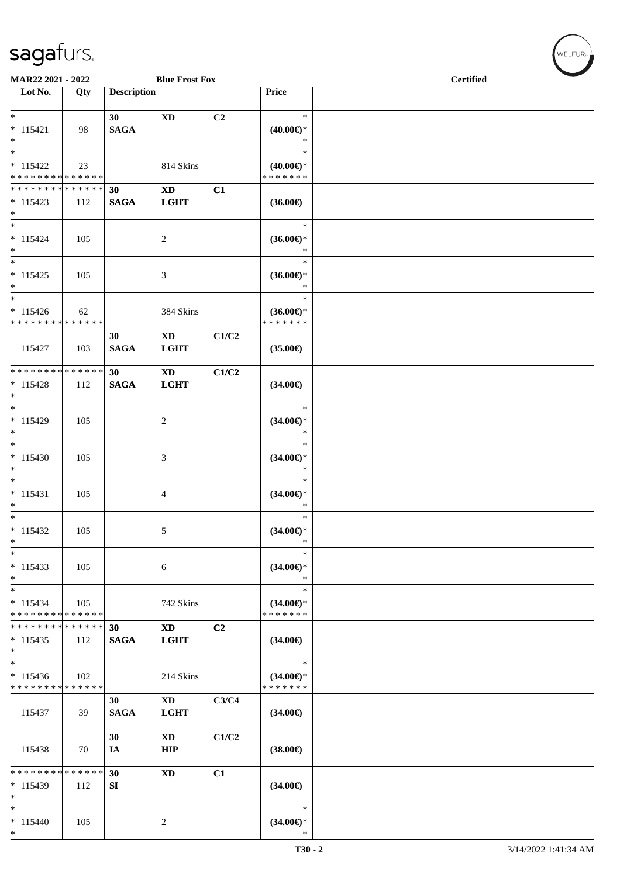# sagafurs.

**MAR22 2021 - 2022** **Blue Frost Fox** **Certified**

| Lot No. | Qty | Description | | | Price | |
|---|---|---|---|---|---|---|
| * <br> * 115421 <br> * | 98 | 30 <br> SAGA | XD | C2 | * <br> (40.00€)* <br> * | |
| * <br> * 115422 <br> * * * * * * * * * * * * * * | 23 | | 814 Skins | | * <br> (40.00€)* <br> * * * * * * * | |
| * * * * * * * * * * * * * * <br> * 115423 <br> * | 112 | 30 <br> SAGA | XD <br> LGHT | C1 | (36.00€) | |
| * <br> * 115424 <br> * | 105 | | 2 | | * <br> (36.00€)* <br> * | |
| * <br> * 115425 <br> * | 105 | | 3 | | * <br> (36.00€)* <br> * | |
| * <br> * 115426 <br> * * * * * * * * * * * * * * | 62 | | 384 Skins | | * <br> (36.00€)* <br> * * * * * * * | |
| 115427 | 103 | 30 <br> SAGA | XD <br> LGHT | C1/C2 | (35.00€) | |
| * * * * * * * * * * * * * * <br> * 115428 <br> * | 112 | 30 <br> SAGA | XD <br> LGHT | C1/C2 | (34.00€) | |
| * <br> * 115429 <br> * | 105 | | 2 | | * <br> (34.00€)* <br> * | |
| * <br> * 115430 <br> * | 105 | | 3 | | * <br> (34.00€)* <br> * | |
| * <br> * 115431 <br> * | 105 | | 4 | | * <br> (34.00€)* <br> * | |
| * <br> * 115432 <br> * | 105 | | 5 | | * <br> (34.00€)* <br> * | |
| * <br> * 115433 <br> * | 105 | | 6 | | * <br> (34.00€)* <br> * | |
| * <br> * 115434 <br> * * * * * * * * * * * * * * | 105 | | 742 Skins | | * <br> (34.00€)* <br> * * * * * * * | |
| * * * * * * * * * * * * * * <br> * 115435 <br> * | 112 | 30 <br> SAGA | XD <br> LGHT | C2 | (34.00€) | |
| * <br> * 115436 <br> * * * * * * * * * * * * * * | 102 | | 214 Skins | | * <br> (34.00€)* <br> * * * * * * * | |
| 115437 | 39 | 30 <br> SAGA | XD <br> LGHT | C3/C4 | (34.00€) | |
| 115438 | 70 | 30 <br> IA | XD <br> HIP | C1/C2 | (38.00€) | |
| * * * * * * * * * * * * * * <br> * 115439 <br> * | 112 | 30 <br> SI | XD | C1 | (34.00€) | |
| * <br> * 115440 <br> * | 105 | | 2 | | * <br> (34.00€)* <br> * | |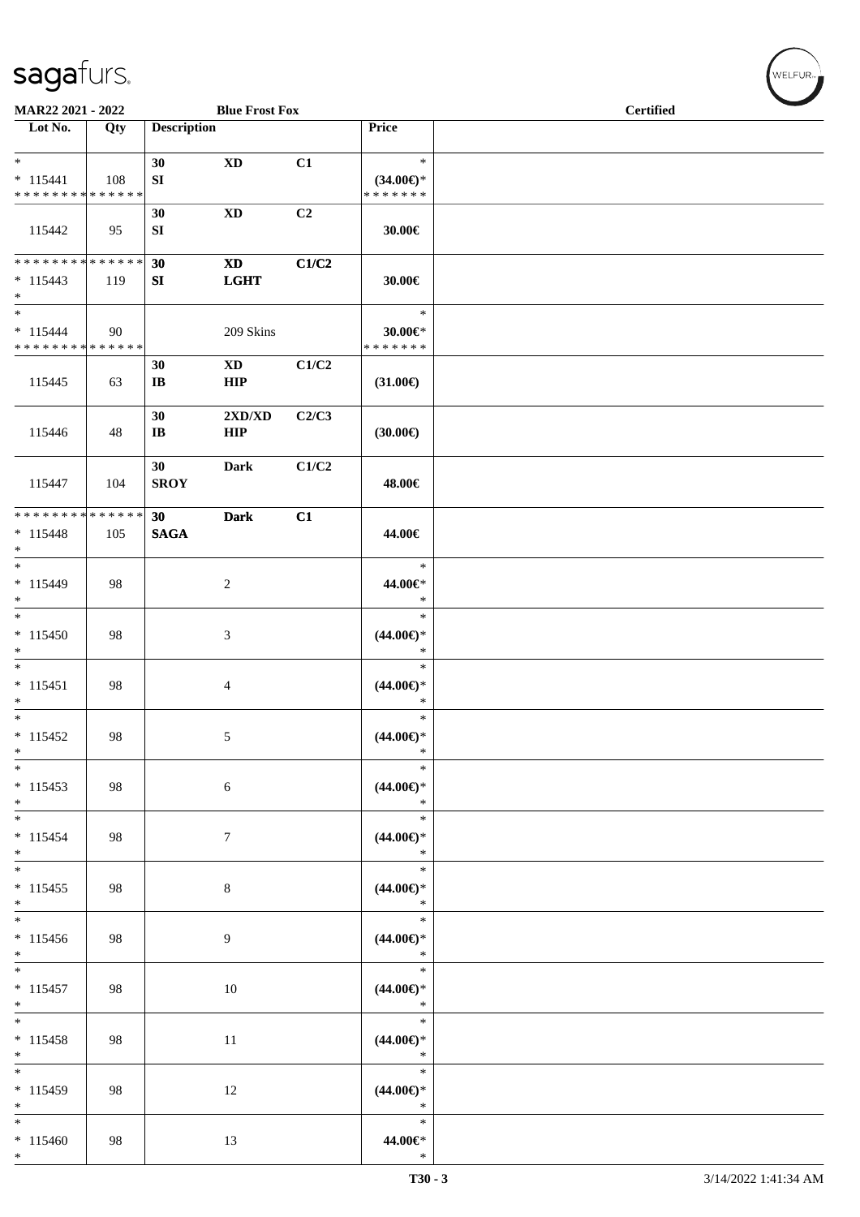MAR22 2021 - 2022 — Blue Frost Fox — Certified

| Lot No. | Qty | Description | | | Price | |
|---|---|---|---|---|---|---|
| * | | 30 | XD | C1 | * | |
| * 115441 | 108 | SI | | | (34.00€)* | |
| * * * * * * * * * * * * * * | | | | | * * * * * * * | |
| | | 30 | XD | C2 | | |
| 115442 | 95 | SI | | | 30.00€ | |
| * * * * * * * * * * * * * * | | 30 | XD | C1/C2 | | |
| * 115443 | 119 | SI | LGHT | | 30.00€ | |
| * | | | | | | |
| * | | | | | * | |
| * 115444 | 90 | | 209 Skins | | 30.00€* | |
| * * * * * * * * * * * * * * | | | | | * * * * * * * | |
| | | 30 | XD | C1/C2 | | |
| 115445 | 63 | IB | HIP | | (31.00€) | |
| | | 30 | 2XD/XD | C2/C3 | | |
| 115446 | 48 | IB | HIP | | (30.00€) | |
| | | 30 | Dark | C1/C2 | | |
| 115447 | 104 | SROY | | | 48.00€ | |
| * * * * * * * * * * * * * * | | 30 | Dark | C1 | | |
| * 115448 | 105 | SAGA | | | 44.00€ | |
| * | | | | | | |
| * | | | | | * | |
| * 115449 | 98 | | 2 | | 44.00€* | |
| * | | | | | * | |
| * | | | | | * | |
| * 115450 | 98 | | 3 | | (44.00€)* | |
| * | | | | | * | |
| * | | | | | * | |
| * 115451 | 98 | | 4 | | (44.00€)* | |
| * | | | | | * | |
| * | | | | | * | |
| * 115452 | 98 | | 5 | | (44.00€)* | |
| * | | | | | * | |
| * | | | | | * | |
| * 115453 | 98 | | 6 | | (44.00€)* | |
| * | | | | | * | |
| * | | | | | * | |
| * 115454 | 98 | | 7 | | (44.00€)* | |
| * | | | | | * | |
| * | | | | | * | |
| * 115455 | 98 | | 8 | | (44.00€)* | |
| * | | | | | * | |
| * | | | | | * | |
| * 115456 | 98 | | 9 | | (44.00€)* | |
| * | | | | | * | |
| * | | | | | * | |
| * 115457 | 98 | | 10 | | (44.00€)* | |
| * | | | | | * | |
| * | | | | | * | |
| * 115458 | 98 | | 11 | | (44.00€)* | |
| * | | | | | * | |
| * | | | | | * | |
| * 115459 | 98 | | 12 | | (44.00€)* | |
| * | | | | | * | |
| * | | | | | * | |
| * 115460 | 98 | | 13 | | 44.00€* | |
| * | | | | | * | |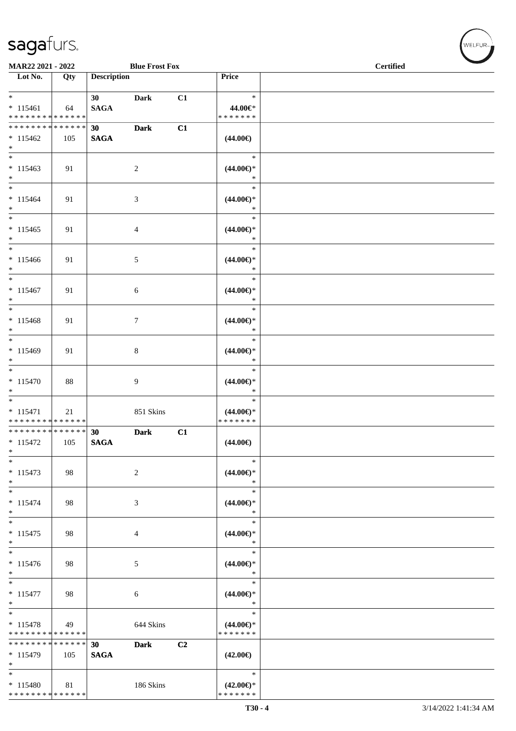MAR22 2021 - 2022 | Blue Frost Fox | Certified

| Lot No. | Qty | Description | | | Price |
|---|---|---|---|---|---|
| * 115461 | 64 | 30 SAGA | Dark | C1 | 44.00€* |
| * 115462 | 105 | 30 SAGA | Dark | C1 | (44.00€) |
| * 115463 | 91 | | 2 | | (44.00€)* |
| * 115464 | 91 | | 3 | | (44.00€)* |
| * 115465 | 91 | | 4 | | (44.00€)* |
| * 115466 | 91 | | 5 | | (44.00€)* |
| * 115467 | 91 | | 6 | | (44.00€)* |
| * 115468 | 91 | | 7 | | (44.00€)* |
| * 115469 | 91 | | 8 | | (44.00€)* |
| * 115470 | 88 | | 9 | | (44.00€)* |
| * 115471 | 21 | | 851 Skins | | (44.00€)* |
| * 115472 | 105 | 30 SAGA | Dark | C1 | (44.00€) |
| * 115473 | 98 | | 2 | | (44.00€)* |
| * 115474 | 98 | | 3 | | (44.00€)* |
| * 115475 | 98 | | 4 | | (44.00€)* |
| * 115476 | 98 | | 5 | | (44.00€)* |
| * 115477 | 98 | | 6 | | (44.00€)* |
| * 115478 | 49 | | 644 Skins | | (44.00€)* |
| * 115479 | 105 | 30 SAGA | Dark | C2 | (42.00€) |
| * 115480 | 81 | | 186 Skins | | (42.00€)* |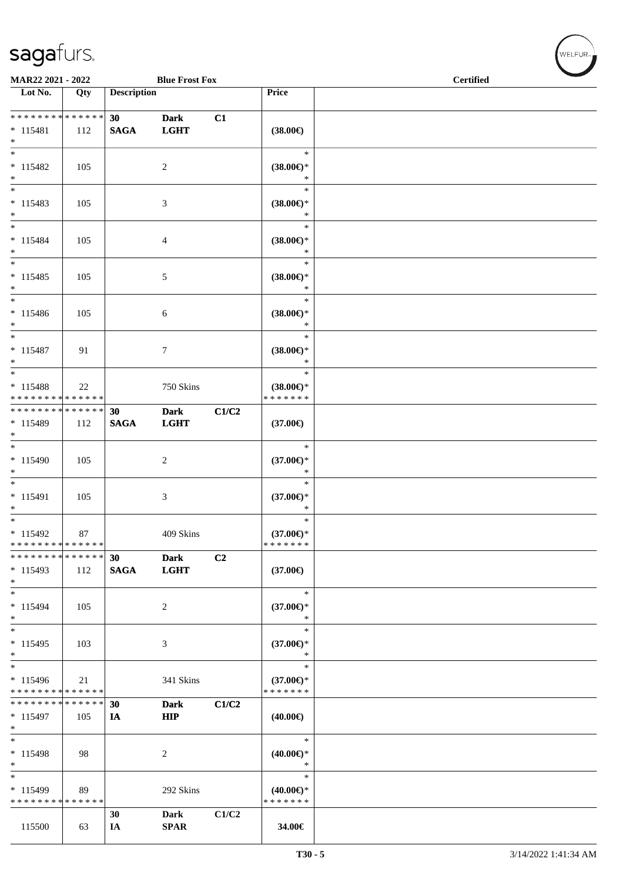**MAR22 2021 - 2022** **Blue Frost Fox** **Certified**

| Lot No. | Qty | Description | | | Price | |
|---|---|---|---|---|---|---|
| * * * * * * * * * * * * * * | | **30** | **Dark** | **C1** | | |
| * 115481 | 112 | **SAGA** | **LGHT** | | **(38.00€)** | |
| * | | | | | | |
| * | | | | | * | |
| * 115482 | 105 | | 2 | | **(38.00€)*** | |
| * | | | | | * | |
| * | | | | | * | |
| * 115483 | 105 | | 3 | | **(38.00€)*** | |
| * | | | | | * | |
| * | | | | | * | |
| * 115484 | 105 | | 4 | | **(38.00€)*** | |
| * | | | | | * | |
| * | | | | | * | |
| * 115485 | 105 | | 5 | | **(38.00€)*** | |
| * | | | | | * | |
| * | | | | | * | |
| * 115486 | 105 | | 6 | | **(38.00€)*** | |
| * | | | | | * | |
| * | | | | | * | |
| * 115487 | 91 | | 7 | | **(38.00€)*** | |
| * | | | | | * | |
| * | | | | | * | |
| * 115488 | 22 | | 750 Skins | | **(38.00€)*** | |
| * * * * * * * * * * * * * * | | | | | * * * * * * * | |
| * * * * * * * * * * * * * * | | **30** | **Dark** | **C1/C2** | | |
| * 115489 | 112 | **SAGA** | **LGHT** | | **(37.00€)** | |
| * | | | | | | |
| * | | | | | * | |
| * 115490 | 105 | | 2 | | **(37.00€)*** | |
| * | | | | | * | |
| * | | | | | * | |
| * 115491 | 105 | | 3 | | **(37.00€)*** | |
| * | | | | | * | |
| * | | | | | * | |
| * 115492 | 87 | | 409 Skins | | **(37.00€)*** | |
| * * * * * * * * * * * * * * | | | | | * * * * * * * | |
| * * * * * * * * * * * * * * | | **30** | **Dark** | **C2** | | |
| * 115493 | 112 | **SAGA** | **LGHT** | | **(37.00€)** | |
| * | | | | | | |
| * | | | | | * | |
| * 115494 | 105 | | 2 | | **(37.00€)*** | |
| * | | | | | * | |
| * | | | | | * | |
| * 115495 | 103 | | 3 | | **(37.00€)*** | |
| * | | | | | * | |
| * | | | | | * | |
| * 115496 | 21 | | 341 Skins | | **(37.00€)*** | |
| * * * * * * * * * * * * * * | | | | | * * * * * * * | |
| * * * * * * * * * * * * * * | | **30** | **Dark** | **C1/C2** | | |
| * 115497 | 105 | **IA** | **HIP** | | **(40.00€)** | |
| * | | | | | | |
| * | | | | | * | |
| * 115498 | 98 | | 2 | | **(40.00€)*** | |
| * | | | | | * | |
| * | | | | | * | |
| * 115499 | 89 | | 292 Skins | | **(40.00€)*** | |
| * * * * * * * * * * * * * * | | | | | * * * * * * * | |
| | | **30** | **Dark** | **C1/C2** | | |
| 115500 | 63 | **IA** | **SPAR** | | **34.00€** | |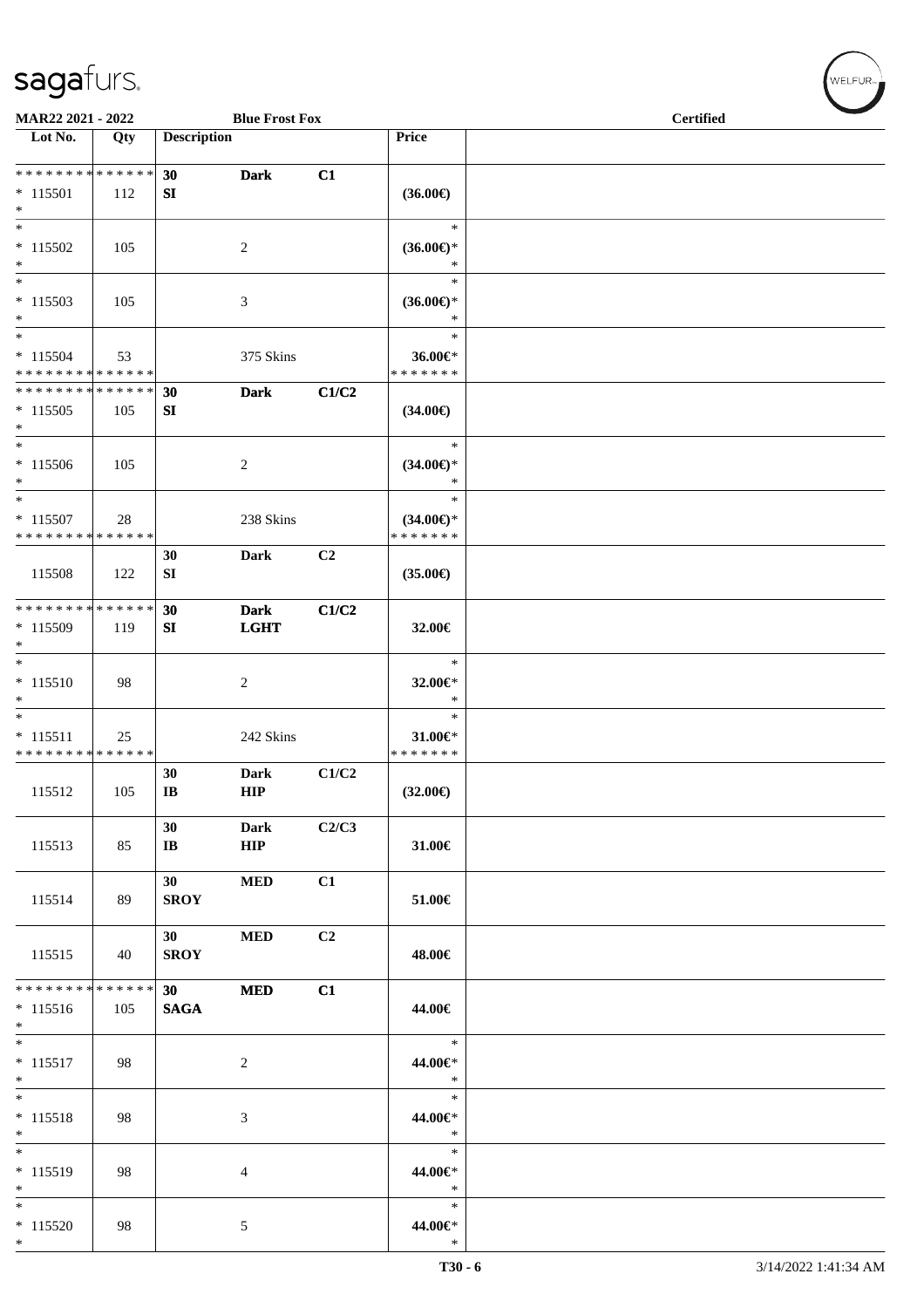MAR22 2021 - 2022 | Blue Frost Fox | Certified

| Lot No. | Qty | Description | | | Price | |
|---|---|---|---|---|---|---|
| * * * * * * * * * * * * * * | | 30 | Dark | C1 | | |
| * 115501 | 112 | SI | | | (36.00€) | |
| * | | | | | | |
| * | | | | | * | |
| * 115502 | 105 | | 2 | | (36.00€)* | |
| * | | | | | * | |
| * | | | | | * | |
| * 115503 | 105 | | 3 | | (36.00€)* | |
| * | | | | | * | |
| * | | | | | * | |
| * 115504 | 53 | | 375 Skins | | 36.00€* | |
| * * * * * * * * * * * * * * | | | | | * * * * * * * | |
| * * * * * * * * * * * * * * | | 30 | Dark | C1/C2 | | |
| * 115505 | 105 | SI | | | (34.00€) | |
| * | | | | | | |
| * | | | | | * | |
| * 115506 | 105 | | 2 | | (34.00€)* | |
| * | | | | | * | |
| * | | | | | * | |
| * 115507 | 28 | | 238 Skins | | (34.00€)* | |
| * * * * * * * * * * * * * * | | | | | * * * * * * * | |
| | | 30 | Dark | C2 | | |
| 115508 | 122 | SI | | | (35.00€) | |
| * * * * * * * * * * * * * * | | 30 | Dark | C1/C2 | | |
| * 115509 | 119 | SI | LGHT | | 32.00€ | |
| * | | | | | | |
| * | | | | | * | |
| * 115510 | 98 | | 2 | | 32.00€* | |
| * | | | | | * | |
| * | | | | | * | |
| * 115511 | 25 | | 242 Skins | | 31.00€* | |
| * * * * * * * * * * * * * * | | | | | * * * * * * * | |
| | | 30 | Dark | C1/C2 | | |
| 115512 | 105 | IB | HIP | | (32.00€) | |
| | | 30 | Dark | C2/C3 | | |
| 115513 | 85 | IB | HIP | | 31.00€ | |
| | | 30 | MED | C1 | | |
| 115514 | 89 | SROY | | | 51.00€ | |
| | | 30 | MED | C2 | | |
| 115515 | 40 | SROY | | | 48.00€ | |
| * * * * * * * * * * * * * * | | 30 | MED | C1 | | |
| * 115516 | 105 | SAGA | | | 44.00€ | |
| * | | | | | | |
| * | | | | | * | |
| * 115517 | 98 | | 2 | | 44.00€* | |
| * | | | | | * | |
| * | | | | | * | |
| * 115518 | 98 | | 3 | | 44.00€* | |
| * | | | | | * | |
| * | | | | | * | |
| * 115519 | 98 | | 4 | | 44.00€* | |
| * | | | | | * | |
| * | | | | | * | |
| * 115520 | 98 | | 5 | | 44.00€* | |
| * | | | | | * | |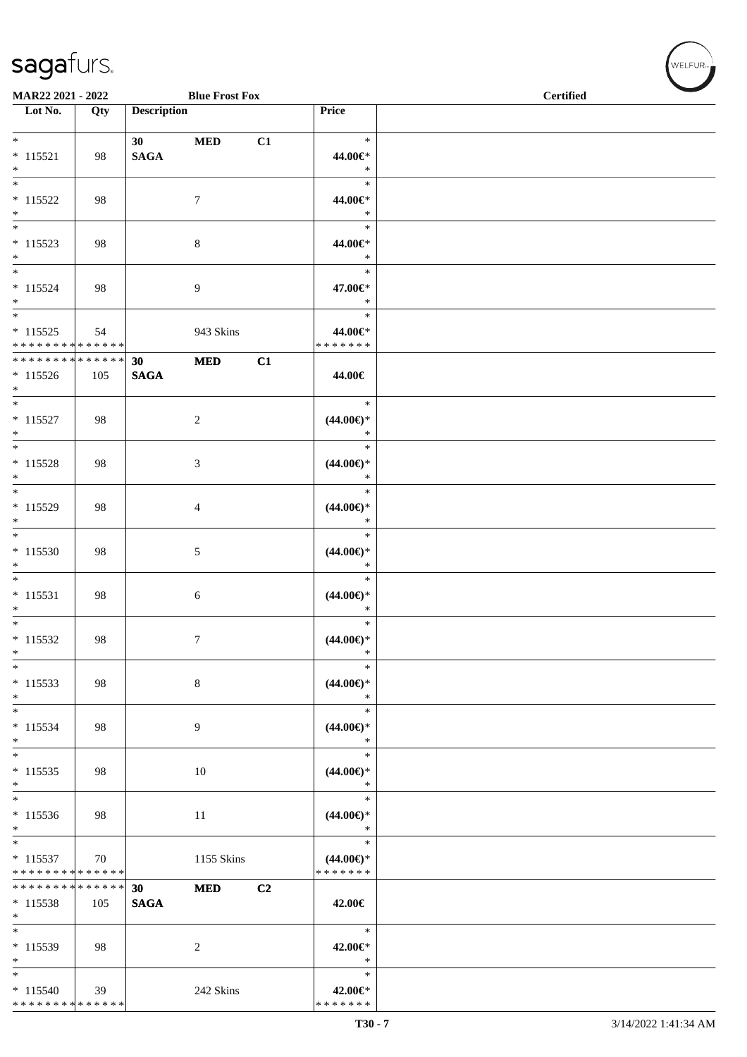**MAR22 2021 - 2022** | **Blue Frost Fox** | **Certified**

| Lot No. | Qty | Description | | | Price | |
|---|---|---|---|---|---|---|
| * 115521 * | 98 | 30 SAGA | MED | C1 | * 44.00€* * | |
| * 115522 * | 98 | | 7 | | * 44.00€* * | |
| * 115523 * | 98 | | 8 | | * 44.00€* * | |
| * 115524 * | 98 | | 9 | | * 47.00€* * | |
| * 115525 * * * * * * * * * * * * * * | 54 | | 943 Skins | | * 44.00€* * * * * * * * | |
| * * * * * * * * * * * * * * 115526 * | 105 | 30 SAGA | MED | C1 | 44.00€ | |
| * 115527 * | 98 | | 2 | | * (44.00€)* * | |
| * 115528 * | 98 | | 3 | | * (44.00€)* * | |
| * 115529 * | 98 | | 4 | | * (44.00€)* * | |
| * 115530 * | 98 | | 5 | | * (44.00€)* * | |
| * 115531 * | 98 | | 6 | | * (44.00€)* * | |
| * 115532 * | 98 | | 7 | | * (44.00€)* * | |
| * 115533 * | 98 | | 8 | | * (44.00€)* * | |
| * 115534 * | 98 | | 9 | | * (44.00€)* * | |
| * 115535 * | 98 | | 10 | | * (44.00€)* * | |
| * 115536 * | 98 | | 11 | | * (44.00€)* * | |
| * 115537 * * * * * * * * * * * * * * | 70 | | 1155 Skins | | * (44.00€)* * * * * * * * | |
| * * * * * * * * * * * * * * 115538 * | 105 | 30 SAGA | MED | C2 | 42.00€ | |
| * 115539 * | 98 | | 2 | | * 42.00€* * | |
| * 115540 * * * * * * * * * * * * * * | 39 | | 242 Skins | | * 42.00€* * * * * * * * | |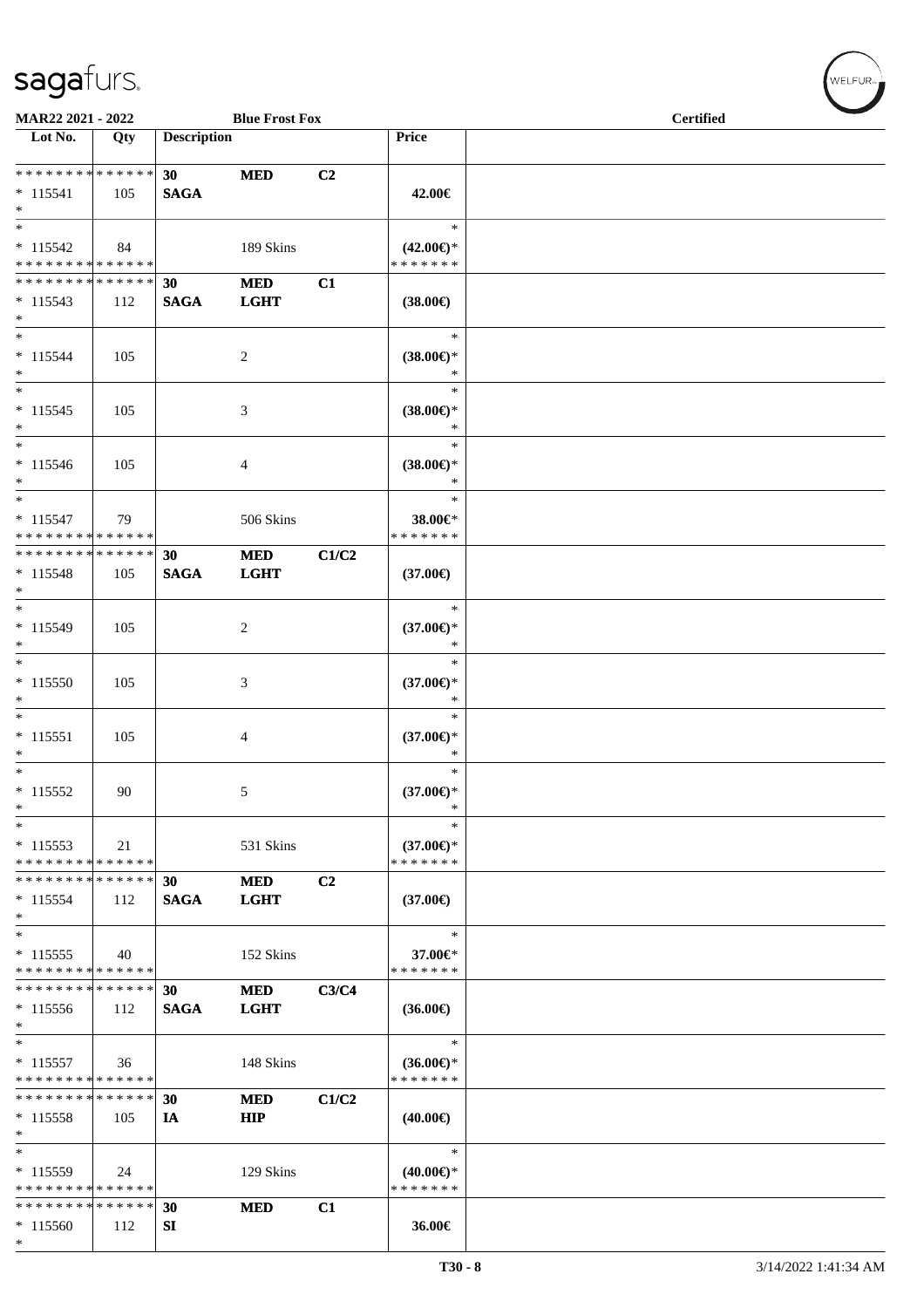**MAR22 2021 - 2022** **Blue Frost Fox** **Certified**

| Lot No. | Qty | Description | | | Price | |
|---|---|---|---|---|---|---|
| * * * * * * * * * * * * * * | | 30 | MED | C2 | | |
| * 115541 | 105 | SAGA | | | 42.00€ | |
| * | | | | | | |
| * | | | | | * | |
| * 115542 | 84 | | 189 Skins | | (42.00€)* | |
| * * * * * * * * * * * * * * | | | | | * * * * * * * | |
| * * * * * * * * * * * * * * | | 30 | MED | C1 | | |
| * 115543 | 112 | SAGA | LGHT | | (38.00€) | |
| * | | | | | | |
| * | | | | | * | |
| * 115544 | 105 | | 2 | | (38.00€)* | |
| * | | | | | * | |
| * | | | | | * | |
| * 115545 | 105 | | 3 | | (38.00€)* | |
| * | | | | | * | |
| * | | | | | * | |
| * 115546 | 105 | | 4 | | (38.00€)* | |
| * | | | | | * | |
| * | | | | | * | |
| * 115547 | 79 | | 506 Skins | | 38.00€* | |
| * * * * * * * * * * * * * * | | | | | * * * * * * * | |
| * * * * * * * * * * * * * * | | 30 | MED | C1/C2 | | |
| * 115548 | 105 | SAGA | LGHT | | (37.00€) | |
| * | | | | | | |
| * | | | | | * | |
| * 115549 | 105 | | 2 | | (37.00€)* | |
| * | | | | | * | |
| * | | | | | * | |
| * 115550 | 105 | | 3 | | (37.00€)* | |
| * | | | | | * | |
| * | | | | | * | |
| * 115551 | 105 | | 4 | | (37.00€)* | |
| * | | | | | * | |
| * | | | | | * | |
| * 115552 | 90 | | 5 | | (37.00€)* | |
| * | | | | | * | |
| * | | | | | * | |
| * 115553 | 21 | | 531 Skins | | (37.00€)* | |
| * * * * * * * * * * * * * * | | | | | * * * * * * * | |
| * * * * * * * * * * * * * * | | 30 | MED | C2 | | |
| * 115554 | 112 | SAGA | LGHT | | (37.00€) | |
| * | | | | | | |
| * | | | | | * | |
| * 115555 | 40 | | 152 Skins | | 37.00€* | |
| * * * * * * * * * * * * * * | | | | | * * * * * * * | |
| * * * * * * * * * * * * * * | | 30 | MED | C3/C4 | | |
| * 115556 | 112 | SAGA | LGHT | | (36.00€) | |
| * | | | | | | |
| * | | | | | * | |
| * 115557 | 36 | | 148 Skins | | (36.00€)* | |
| * * * * * * * * * * * * * * | | | | | * * * * * * * | |
| * * * * * * * * * * * * * * | | 30 | MED | C1/C2 | | |
| * 115558 | 105 | IA | HIP | | (40.00€) | |
| * | | | | | | |
| * | | | | | * | |
| * 115559 | 24 | | 129 Skins | | (40.00€)* | |
| * * * * * * * * * * * * * * | | | | | * * * * * * * | |
| * * * * * * * * * * * * * * | | 30 | MED | C1 | | |
| * 115560 | 112 | SI | | | 36.00€ | |
| * | | | | | | |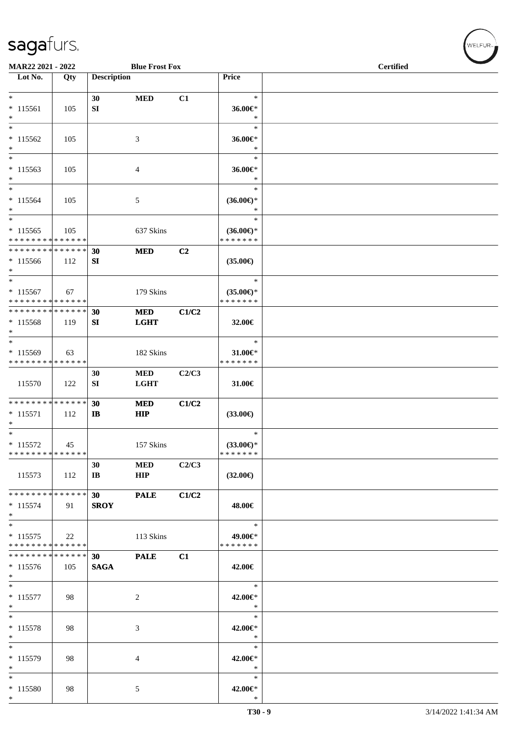MAR22 2021 - 2022 **Blue Frost Fox** **Certified**

| Lot No. | Qty | Description | | | Price | |
|---|---|---|---|---|---|---|
| * | | **30** | **MED** | **C1** | * | |
| * 115561 | 105 | **SI** | | | **36.00€*** | |
| * | | | | | * | |
| * | | | | | * | |
| * 115562 | 105 | | 3 | | **36.00€*** | |
| * | | | | | * | |
| * | | | | | * | |
| * 115563 | 105 | | 4 | | **36.00€*** | |
| * | | | | | * | |
| * | | | | | * | |
| * 115564 | 105 | | 5 | | **(36.00€)*** | |
| * | | | | | * | |
| * | | | | | * | |
| * 115565 | 105 | | 637 Skins | | **(36.00€)*** | |
| * * * * * * * * * * * * * * | | | | | * * * * * * * | |
| * * * * * * * * * * * * * * | | **30** | **MED** | **C2** | | |
| * 115566 | 112 | **SI** | | | **(35.00€)** | |
| * | | | | | | |
| * | | | | | * | |
| * 115567 | 67 | | 179 Skins | | **(35.00€)*** | |
| * * * * * * * * * * * * * * | | | | | * * * * * * * | |
| * * * * * * * * * * * * * * | | **30** | **MED** | **C1/C2** | | |
| * 115568 | 119 | **SI** | **LGHT** | | **32.00€** | |
| * | | | | | | |
| * | | | | | * | |
| * 115569 | 63 | | 182 Skins | | **31.00€*** | |
| * * * * * * * * * * * * * * | | | | | * * * * * * * | |
| | | **30** | **MED** | **C2/C3** | | |
| 115570 | 122 | **SI** | **LGHT** | | **31.00€** | |
| * * * * * * * * * * * * * * | | **30** | **MED** | **C1/C2** | | |
| * 115571 | 112 | **IB** | **HIP** | | **(33.00€)** | |
| * | | | | | | |
| * | | | | | * | |
| * 115572 | 45 | | 157 Skins | | **(33.00€)*** | |
| * * * * * * * * * * * * * * | | | | | * * * * * * * | |
| | | **30** | **MED** | **C2/C3** | | |
| 115573 | 112 | **IB** | **HIP** | | **(32.00€)** | |
| * * * * * * * * * * * * * * | | **30** | **PALE** | **C1/C2** | | |
| * 115574 | 91 | **SROY** | | | **48.00€** | |
| * | | | | | | |
| * | | | | | * | |
| * 115575 | 22 | | 113 Skins | | **49.00€*** | |
| * * * * * * * * * * * * * * | | | | | * * * * * * * | |
| * * * * * * * * * * * * * * | | **30** | **PALE** | **C1** | | |
| * 115576 | 105 | **SAGA** | | | **42.00€** | |
| * | | | | | | |
| * | | | | | * | |
| * 115577 | 98 | | 2 | | **42.00€*** | |
| * | | | | | * | |
| * | | | | | * | |
| * 115578 | 98 | | 3 | | **42.00€*** | |
| * | | | | | * | |
| * | | | | | * | |
| * 115579 | 98 | | 4 | | **42.00€*** | |
| * | | | | | * | |
| * | | | | | * | |
| * 115580 | 98 | | 5 | | **42.00€*** | |
| * | | | | | * | |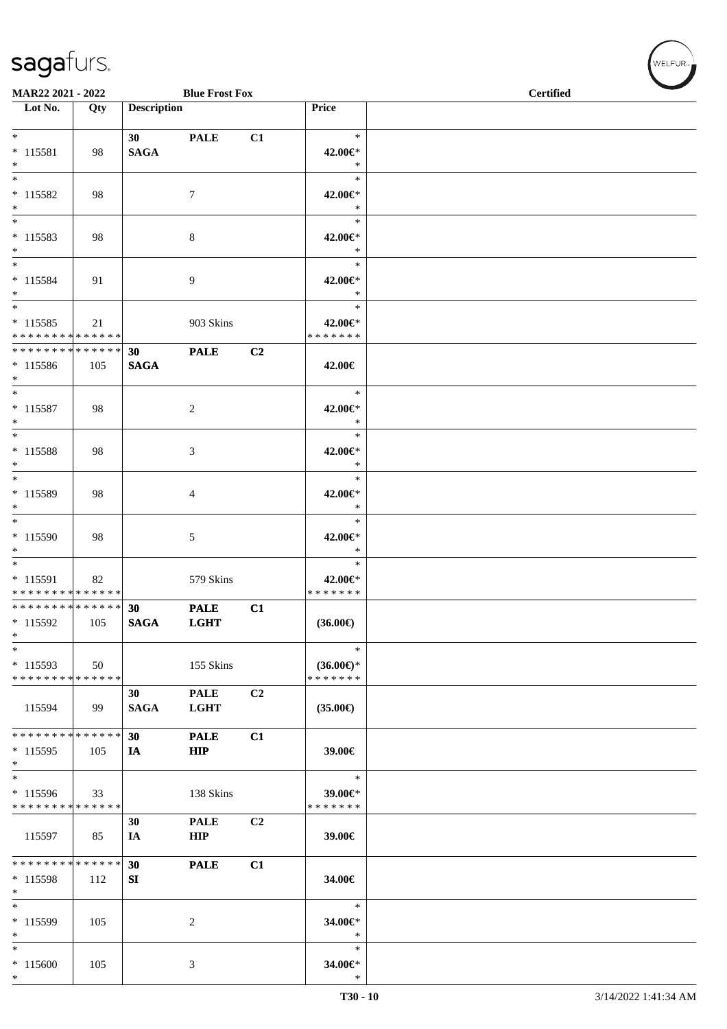MAR22 2021 - 2022 — Blue Frost Fox — Certified

| Lot No. | Qty | Description | | | Price | |
|---|---|---|---|---|---|---|
| * | | 30 | PALE | C1 | * | |
| * 115581 | 98 | SAGA | | | 42.00€* | |
| * | | | | | * | |
| * | | | | | * | |
| * 115582 | 98 | | 7 | | 42.00€* | |
| * | | | | | * | |
| * | | | | | * | |
| * 115583 | 98 | | 8 | | 42.00€* | |
| * | | | | | * | |
| * | | | | | * | |
| * 115584 | 91 | | 9 | | 42.00€* | |
| * | | | | | * | |
| * | | | | | * | |
| * 115585 | 21 | | 903 Skins | | 42.00€* | |
| * * * * * * * * * * * * * * | | | | | * * * * * * * | |
| * * * * * * * * * * * * * * | | 30 | PALE | C2 | | |
| * 115586 | 105 | SAGA | | | 42.00€ | |
| * | | | | | | |
| * | | | | | * | |
| * 115587 | 98 | | 2 | | 42.00€* | |
| * | | | | | * | |
| * | | | | | * | |
| * 115588 | 98 | | 3 | | 42.00€* | |
| * | | | | | * | |
| * | | | | | * | |
| * 115589 | 98 | | 4 | | 42.00€* | |
| * | | | | | * | |
| * | | | | | * | |
| * 115590 | 98 | | 5 | | 42.00€* | |
| * | | | | | * | |
| * | | | | | * | |
| * 115591 | 82 | | 579 Skins | | 42.00€* | |
| * * * * * * * * * * * * * * | | | | | * * * * * * * | |
| * * * * * * * * * * * * * * | | 30 | PALE | C1 | | |
| * 115592 | 105 | SAGA | LGHT | | (36.00€) | |
| * | | | | | | |
| * | | | | | * | |
| * 115593 | 50 | | 155 Skins | | (36.00€)* | |
| * * * * * * * * * * * * * * | | | | | * * * * * * * | |
| | | 30 | PALE | C2 | | |
| 115594 | 99 | SAGA | LGHT | | (35.00€) | |
| * * * * * * * * * * * * * * | | 30 | PALE | C1 | | |
| * 115595 | 105 | IA | HIP | | 39.00€ | |
| * | | | | | | |
| * | | | | | * | |
| * 115596 | 33 | | 138 Skins | | 39.00€* | |
| * * * * * * * * * * * * * * | | | | | * * * * * * * | |
| | | 30 | PALE | C2 | | |
| 115597 | 85 | IA | HIP | | 39.00€ | |
| * * * * * * * * * * * * * * | | 30 | PALE | C1 | | |
| * 115598 | 112 | SI | | | 34.00€ | |
| * | | | | | | |
| * | | | | | * | |
| * 115599 | 105 | | 2 | | 34.00€* | |
| * | | | | | * | |
| * | | | | | * | |
| * 115600 | 105 | | 3 | | 34.00€* | |
| * | | | | | * | |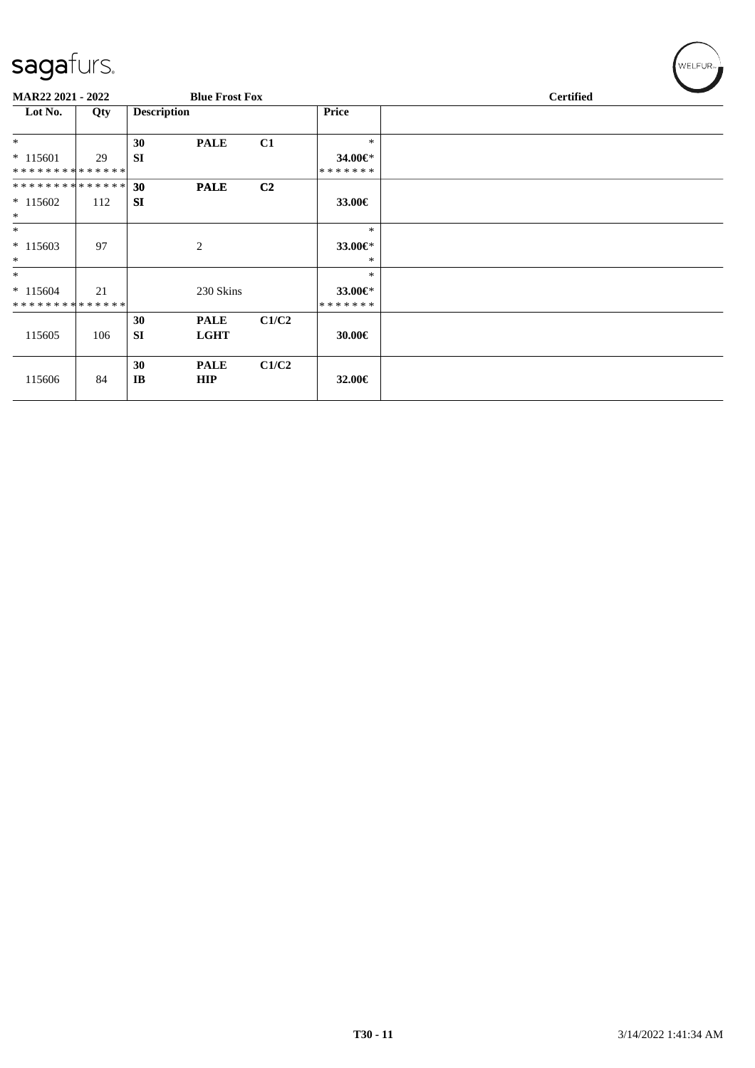sagafurs.

MAR22 2021 - 2022 | Blue Frost Fox | Certified

| Lot No. | Qty | Description | | | Price | |
|---|---|---|---|---|---|---|
| * | | 30 | PALE | C1 | * | |
| * 115601 | 29 | SI | | | 34.00€* | |
| * * * * * * * * * * * * * * | | | | | * * * * * * * | |
| * * * * * * * * * * * * * * | | 30 | PALE | C2 | | |
| * 115602 | 112 | SI | | | 33.00€ | |
| * | | | | | | |
| * | | | | | * | |
| * 115603 | 97 | | 2 | | 33.00€* | |
| * | | | | | * | |
| * | | | | | * | |
| * 115604 | 21 | | 230 Skins | | 33.00€* | |
| * * * * * * * * * * * * * * | | | | | * * * * * * * | |
| | | 30 | PALE | C1/C2 | | |
| 115605 | 106 | SI | LGHT | | 30.00€ | |
| | | 30 | PALE | C1/C2 | | |
| 115606 | 84 | IB | HIP | | 32.00€ | |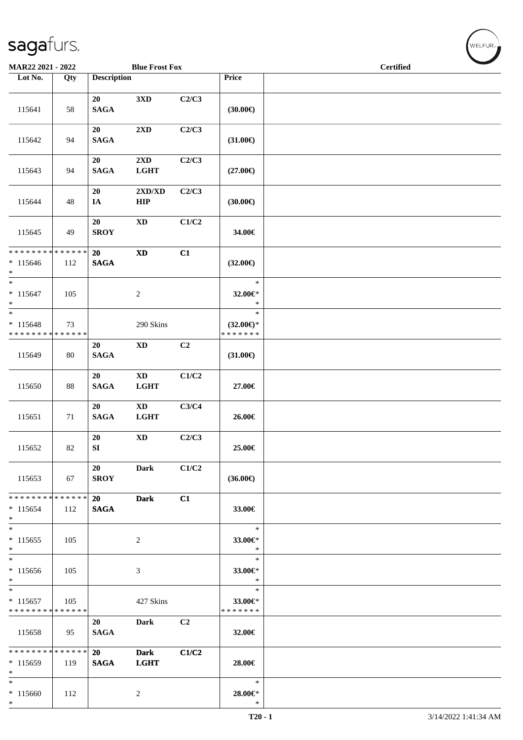**MAR22 2021 - 2022 — Blue Frost Fox — Certified**

| Lot No. | Qty | Description | | | Price | |
|---|---|---|---|---|---|---|
| 115641 | 58 | 20 SAGA | 3XD | C2/C3 | (30.00€) | |
| 115642 | 94 | 20 SAGA | 2XD | C2/C3 | (31.00€) | |
| 115643 | 94 | 20 SAGA | 2XD LGHT | C2/C3 | (27.00€) | |
| 115644 | 48 | 20 IA | 2XD/XD HIP | C2/C3 | (30.00€) | |
| 115645 | 49 | 20 SROY | XD | C1/C2 | 34.00€ | |
| * * * * * * * * * * * * * * 115646 * | 112 | 20 SAGA | XD | C1 | (32.00€) | |
| * * 115647 * | 105 | | 2 | | * 32.00€* * | |
| * * 115648 * * * * * * * * * * * * * * | 73 | | 290 Skins | | * (32.00€)* * * * * * * * | |
| 115649 | 80 | 20 SAGA | XD | C2 | (31.00€) | |
| 115650 | 88 | 20 SAGA | XD LGHT | C1/C2 | 27.00€ | |
| 115651 | 71 | 20 SAGA | XD LGHT | C3/C4 | 26.00€ | |
| 115652 | 82 | 20 SI | XD | C2/C3 | 25.00€ | |
| 115653 | 67 | 20 SROY | Dark | C1/C2 | (36.00€) | |
| * * * * * * * * * * * * * * 115654 * | 112 | 20 SAGA | Dark | C1 | 33.00€ | |
| * * 115655 * | 105 | | 2 | | * 33.00€* * | |
| * * 115656 * | 105 | | 3 | | * 33.00€* * | |
| * * 115657 * * * * * * * * * * * * * * | 105 | | 427 Skins | | * 33.00€* * * * * * * * | |
| 115658 | 95 | 20 SAGA | Dark | C2 | 32.00€ | |
| * * * * * * * * * * * * * * 115659 * | 119 | 20 SAGA | Dark LGHT | C1/C2 | 28.00€ | |
| * * 115660 * | 112 | | 2 | | * 28.00€* * | |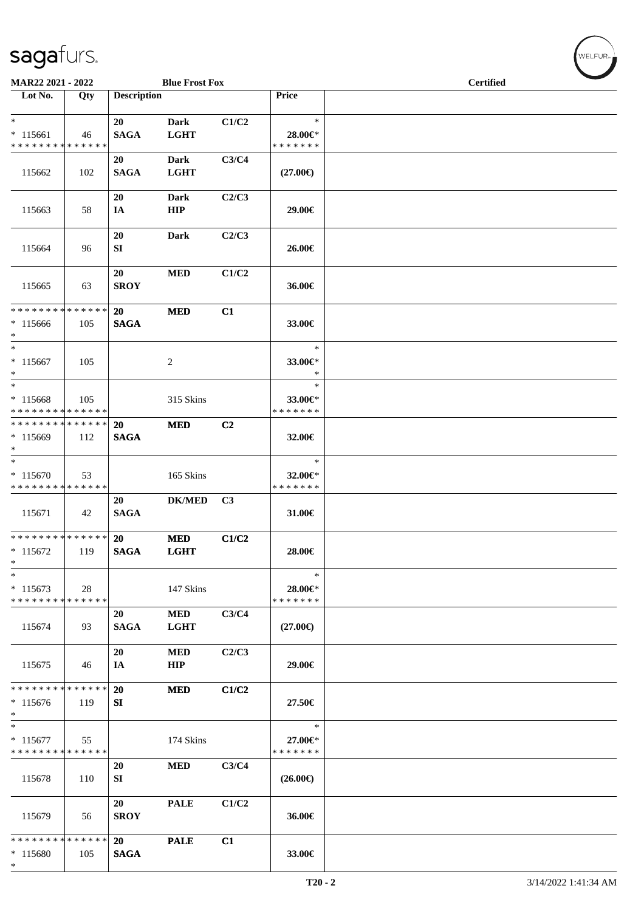**MAR22 2021 - 2022** | **Blue Frost Fox** | **Certified**

| Lot No. | Qty | Description | | | Price | |
|---|---|---|---|---|---|---|
| * <br> * 115661 <br> * * * * * * * * * * * * * * | 46 | 20 <br> SAGA | Dark <br> LGHT | C1/C2 | * <br> 28.00€* <br> * * * * * * * | |
| 115662 | 102 | 20 <br> SAGA | Dark <br> LGHT | C3/C4 | (27.00€) | |
| 115663 | 58 | 20 <br> IA | Dark <br> HIP | C2/C3 | 29.00€ | |
| 115664 | 96 | 20 <br> SI | Dark | C2/C3 | 26.00€ | |
| 115665 | 63 | 20 <br> SROY | MED | C1/C2 | 36.00€ | |
| * * * * * * * * * * * * * * <br> * 115666 <br> * | 105 | 20 <br> SAGA | MED | C1 | 33.00€ | |
| * <br> * 115667 <br> * | 105 | | 2 | | * <br> 33.00€* <br> * | |
| * <br> * 115668 <br> * * * * * * * * * * * * * * | 105 | | 315 Skins | | * <br> 33.00€* <br> * * * * * * * | |
| * * * * * * * * * * * * * * <br> * 115669 <br> * | 112 | 20 <br> SAGA | MED | C2 | 32.00€ | |
| * <br> * 115670 <br> * * * * * * * * * * * * * * | 53 | | 165 Skins | | * <br> 32.00€* <br> * * * * * * * | |
| 115671 | 42 | 20 <br> SAGA | DK/MED | C3 | 31.00€ | |
| * * * * * * * * * * * * * * <br> * 115672 <br> * | 119 | 20 <br> SAGA | MED <br> LGHT | C1/C2 | 28.00€ | |
| * <br> * 115673 <br> * * * * * * * * * * * * * * | 28 | | 147 Skins | | * <br> 28.00€* <br> * * * * * * * | |
| 115674 | 93 | 20 <br> SAGA | MED <br> LGHT | C3/C4 | (27.00€) | |
| 115675 | 46 | 20 <br> IA | MED <br> HIP | C2/C3 | 29.00€ | |
| * * * * * * * * * * * * * * <br> * 115676 <br> * | 119 | 20 <br> SI | MED | C1/C2 | 27.50€ | |
| * <br> * 115677 <br> * * * * * * * * * * * * * * | 55 | | 174 Skins | | * <br> 27.00€* <br> * * * * * * * | |
| 115678 | 110 | 20 <br> SI | MED | C3/C4 | (26.00€) | |
| 115679 | 56 | 20 <br> SROY | PALE | C1/C2 | 36.00€ | |
| * * * * * * * * * * * * * * <br> * 115680 <br> * | 105 | 20 <br> SAGA | PALE | C1 | 33.00€ | |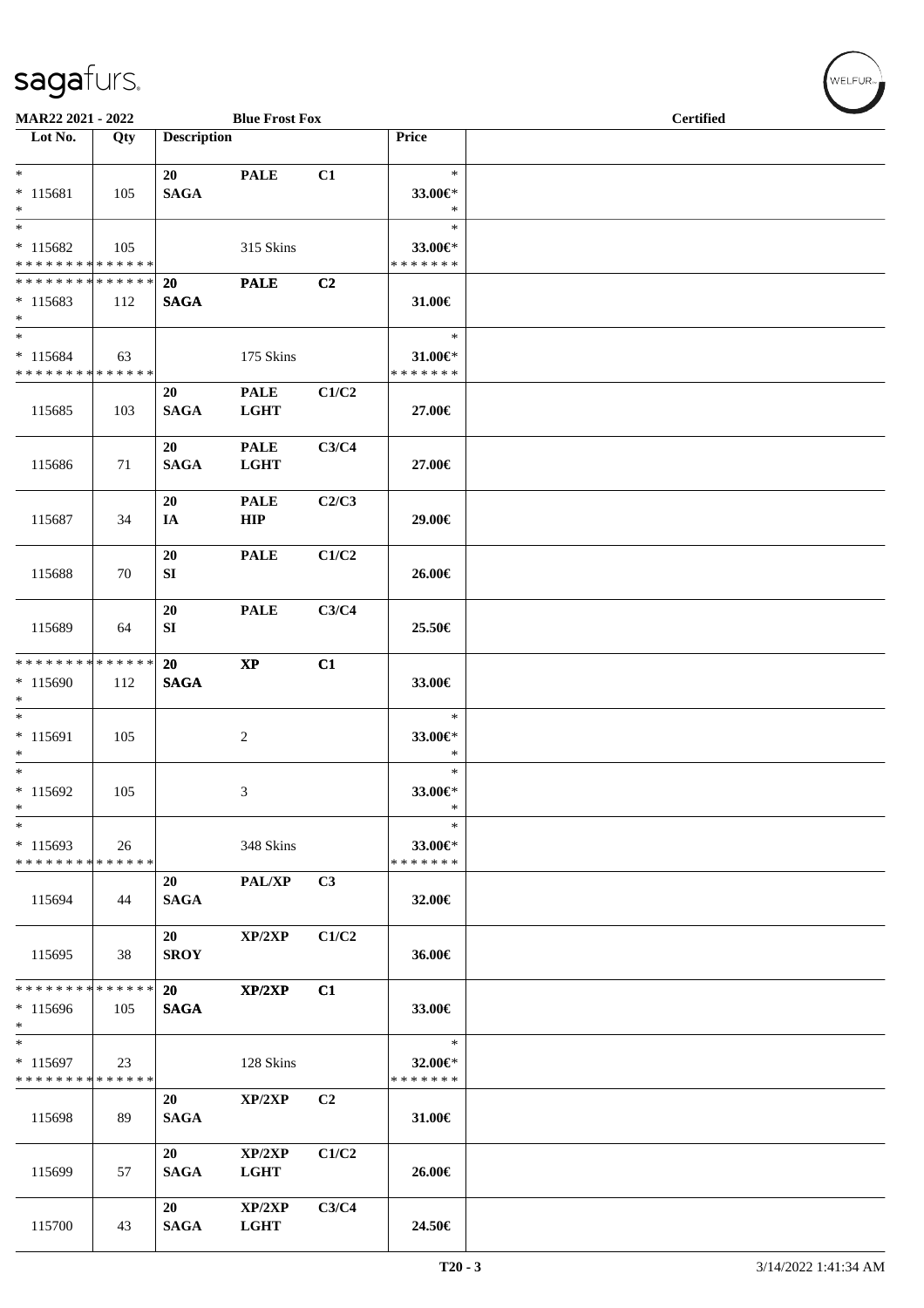**MAR22 2021 - 2022** | **Blue Frost Fox** | **Certified**

| Lot No. | Qty | Description | | | Price | |
|---|---|---|---|---|---|---|
| * <br> * 115681 <br> * | 105 | **20** <br> **SAGA** | **PALE** | **C1** | * <br> 33.00€* <br> * | |
| * <br> * 115682 <br> * * * * * * * * * * * * * * | 105 | | 315 Skins | | * <br> 33.00€* <br> * * * * * * * | |
| * * * * * * * * * * * * * * <br> * 115683 <br> * | 112 | **20** <br> **SAGA** | **PALE** | **C2** | 31.00€ | |
| * <br> * 115684 <br> * * * * * * * * * * * * * * | 63 | | 175 Skins | | * <br> 31.00€* <br> * * * * * * * | |
| 115685 | 103 | **20** <br> **SAGA** | **PALE** <br> **LGHT** | **C1/C2** | 27.00€ | |
| 115686 | 71 | **20** <br> **SAGA** | **PALE** <br> **LGHT** | **C3/C4** | 27.00€ | |
| 115687 | 34 | **20** <br> **IA** | **PALE** <br> **HIP** | **C2/C3** | 29.00€ | |
| 115688 | 70 | **20** <br> **SI** | **PALE** | **C1/C2** | 26.00€ | |
| 115689 | 64 | **20** <br> **SI** | **PALE** | **C3/C4** | 25.50€ | |
| * * * * * * * * * * * * * * <br> * 115690 <br> * | 112 | **20** <br> **SAGA** | **XP** | **C1** | 33.00€ | |
| * <br> * 115691 <br> * | 105 | | 2 | | * <br> 33.00€* <br> * | |
| * <br> * 115692 <br> * | 105 | | 3 | | * <br> 33.00€* <br> * | |
| * <br> * 115693 <br> * * * * * * * * * * * * * * | 26 | | 348 Skins | | * <br> 33.00€* <br> * * * * * * * | |
| 115694 | 44 | **20** <br> **SAGA** | **PAL/XP** | **C3** | 32.00€ | |
| 115695 | 38 | **20** <br> **SROY** | **XP/2XP** | **C1/C2** | 36.00€ | |
| * * * * * * * * * * * * * * <br> * 115696 <br> * | 105 | **20** <br> **SAGA** | **XP/2XP** | **C1** | 33.00€ | |
| * <br> * 115697 <br> * * * * * * * * * * * * * * | 23 | | 128 Skins | | * <br> 32.00€* <br> * * * * * * * | |
| 115698 | 89 | **20** <br> **SAGA** | **XP/2XP** | **C2** | 31.00€ | |
| 115699 | 57 | **20** <br> **SAGA** | **XP/2XP** <br> **LGHT** | **C1/C2** | 26.00€ | |
| 115700 | 43 | **20** <br> **SAGA** | **XP/2XP** <br> **LGHT** | **C3/C4** | 24.50€ | |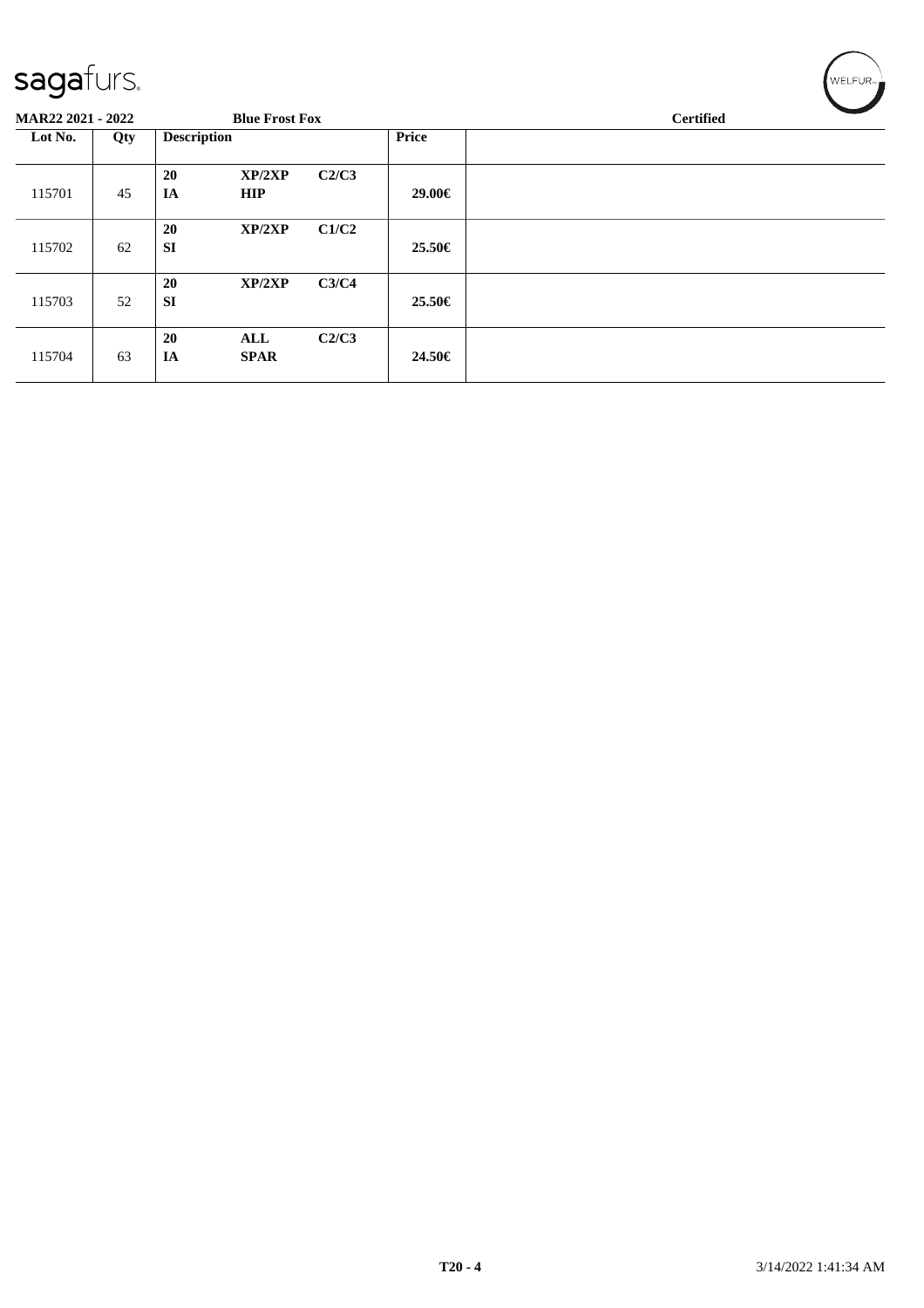sagafurs.

MAR22 2021 - 2022 Blue Frost Fox Certified

| Lot No. | Qty | Description | | | Price | |
|---|---|---|---|---|---|---|
| 115701 | 45 | 20 IA | XP/2XP HIP | C2/C3 | 29.00€ | |
| 115702 | 62 | 20 SI | XP/2XP | C1/C2 | 25.50€ | |
| 115703 | 52 | 20 SI | XP/2XP | C3/C4 | 25.50€ | |
| 115704 | 63 | 20 IA | ALL SPAR | C2/C3 | 24.50€ | |

T20 - 4 3/14/2022 1:41:34 AM